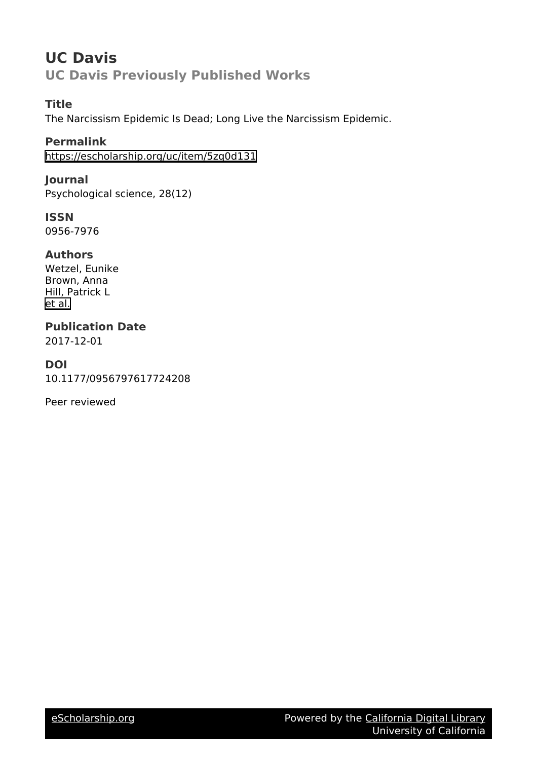# UC Davis

## UC Davis Previously Published Works

### Title

The Narcissism Epidemic Is Dead; Long Live the Narcissism Epidemic.

### Permalink

https://escholarship.org/uc/item/5zg0d131

### Journal

Psychological science, 28(12)

### ISSN

0956-7976

### Authors

Wetzel, Eunike
Brown, Anna
Hill, Patrick L
et al.

### Publication Date

2017-12-01

### DOI

10.1177/0956797617724208

Peer reviewed

eScholarship.org Powered by the California Digital Library University of California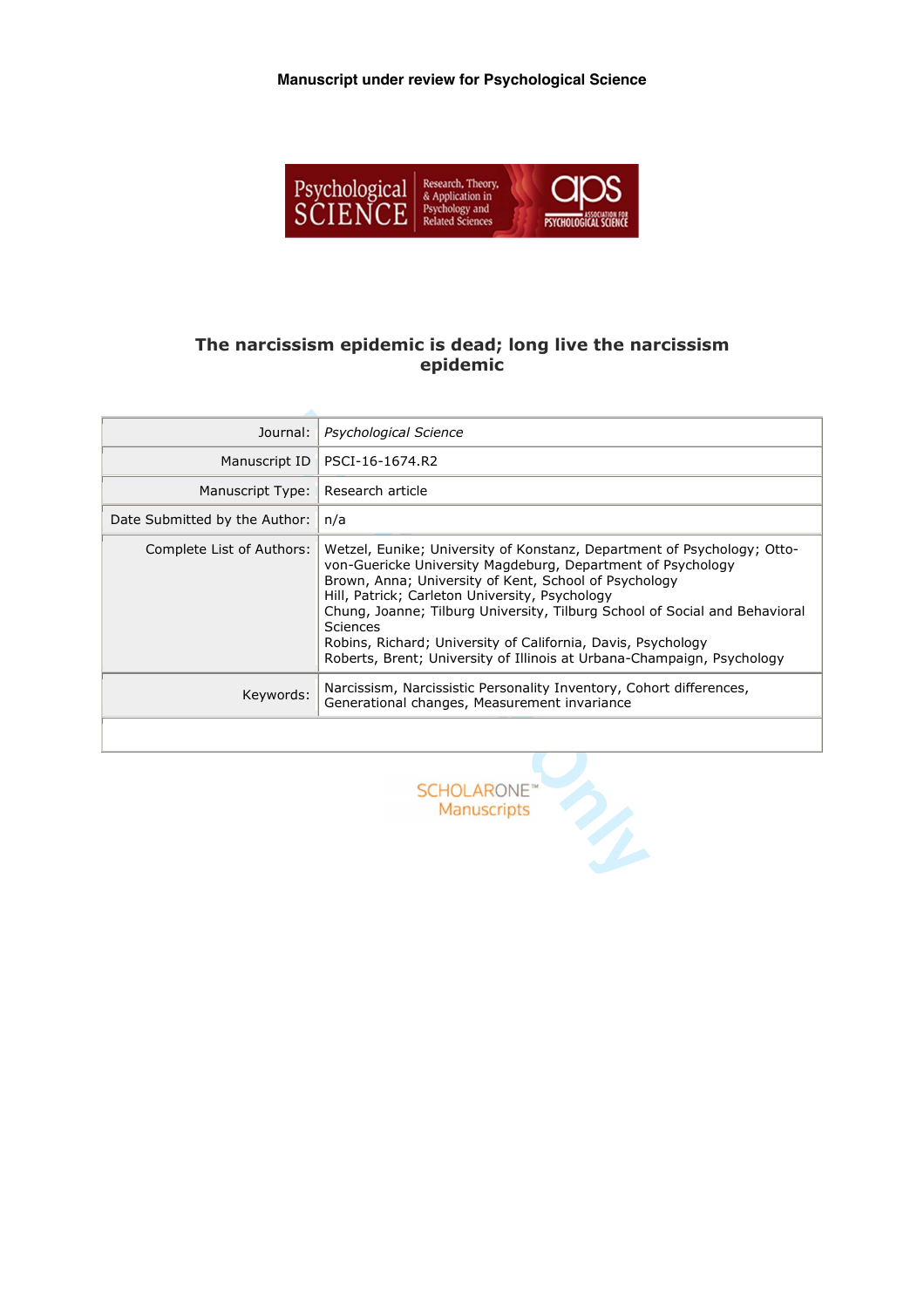**Manuscript under review for Psychological Science**

# The narcissism epidemic is dead; long live the narcissism epidemic

| | |
|---|---|
| Journal: | *Psychological Science* |
| Manuscript ID | PSCI-16-1674.R2 |
| Manuscript Type: | Research article |
| Date Submitted by the Author: | n/a |
| Complete List of Authors: | Wetzel, Eunike; University of Konstanz, Department of Psychology; Otto-von-Guericke University Magdeburg, Department of Psychology<br>Brown, Anna; University of Kent, School of Psychology<br>Hill, Patrick; Carleton University, Psychology<br>Chung, Joanne; Tilburg University, Tilburg School of Social and Behavioral Sciences<br>Robins, Richard; University of California, Davis, Psychology<br>Roberts, Brent; University of Illinois at Urbana-Champaign, Psychology |
| Keywords: | Narcissism, Narcissistic Personality Inventory, Cohort differences, Generational changes, Measurement invariance |

SCHOLARONE™ Manuscripts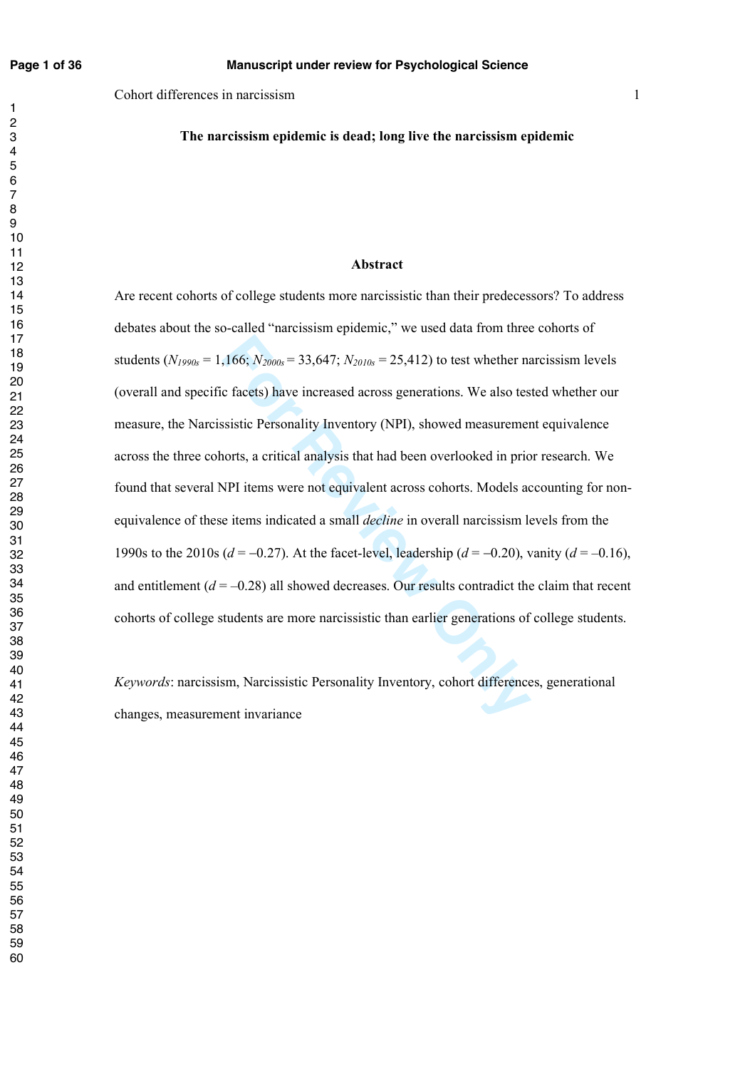**The narcissism epidemic is dead; long live the narcissism epidemic**

**Abstract**

Are recent cohorts of college students more narcissistic than their predecessors? To address debates about the so-called "narcissism epidemic," we used data from three cohorts of students ($N_{1990s}$ = 1,166; $N_{2000s}$ = 33,647; $N_{2010s}$ = 25,412) to test whether narcissism levels (overall and specific facets) have increased across generations. We also tested whether our measure, the Narcissistic Personality Inventory (NPI), showed measurement equivalence across the three cohorts, a critical analysis that had been overlooked in prior research. We found that several NPI items were not equivalent across cohorts. Models accounting for non-equivalence of these items indicated a small *decline* in overall narcissism levels from the 1990s to the 2010s ($d$ = –0.27). At the facet-level, leadership ($d$ = –0.20), vanity ($d$ = –0.16), and entitlement ($d$ = –0.28) all showed decreases. Our results contradict the claim that recent cohorts of college students are more narcissistic than earlier generations of college students.

*Keywords*: narcissism, Narcissistic Personality Inventory, cohort differences, generational changes, measurement invariance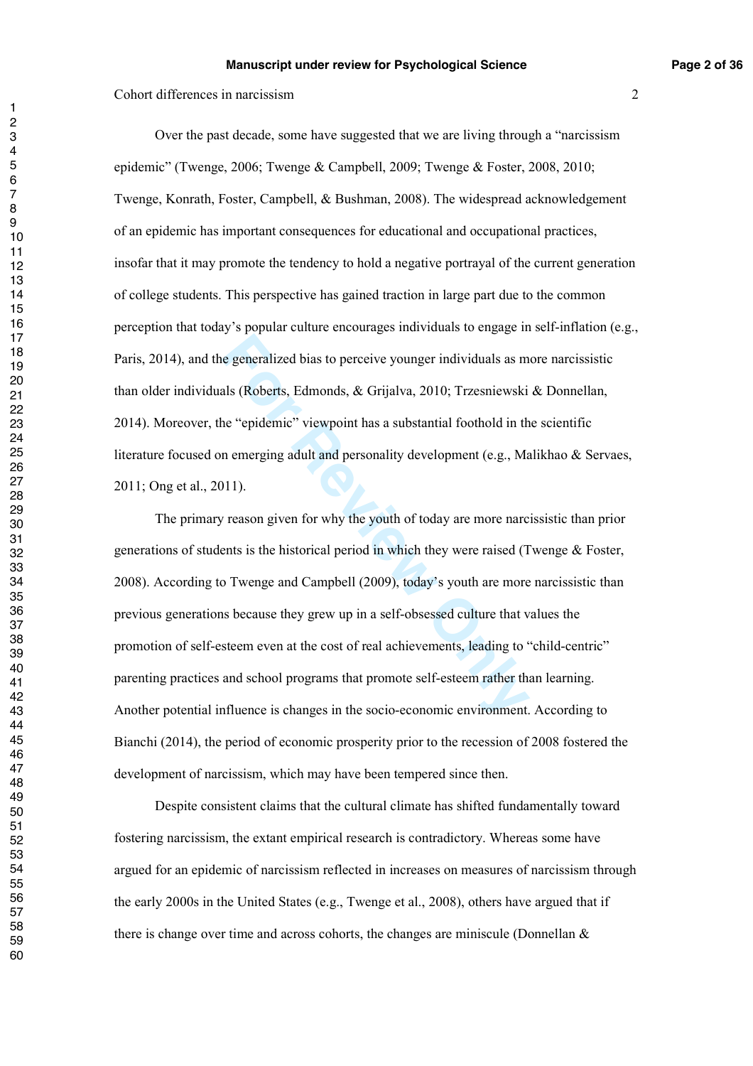Over the past decade, some have suggested that we are living through a "narcissism epidemic" (Twenge, 2006; Twenge & Campbell, 2009; Twenge & Foster, 2008, 2010; Twenge, Konrath, Foster, Campbell, & Bushman, 2008). The widespread acknowledgement of an epidemic has important consequences for educational and occupational practices, insofar that it may promote the tendency to hold a negative portrayal of the current generation of college students. This perspective has gained traction in large part due to the common perception that today's popular culture encourages individuals to engage in self-inflation (e.g., Paris, 2014), and the generalized bias to perceive younger individuals as more narcissistic than older individuals (Roberts, Edmonds, & Grijalva, 2010; Trzesniewski & Donnellan, 2014). Moreover, the "epidemic" viewpoint has a substantial foothold in the scientific literature focused on emerging adult and personality development (e.g., Malikhao & Servaes, 2011; Ong et al., 2011).

The primary reason given for why the youth of today are more narcissistic than prior generations of students is the historical period in which they were raised (Twenge & Foster, 2008). According to Twenge and Campbell (2009), today's youth are more narcissistic than previous generations because they grew up in a self-obsessed culture that values the promotion of self-esteem even at the cost of real achievements, leading to "child-centric" parenting practices and school programs that promote self-esteem rather than learning. Another potential influence is changes in the socio-economic environment. According to Bianchi (2014), the period of economic prosperity prior to the recession of 2008 fostered the development of narcissism, which may have been tempered since then.

Despite consistent claims that the cultural climate has shifted fundamentally toward fostering narcissism, the extant empirical research is contradictory. Whereas some have argued for an epidemic of narcissism reflected in increases on measures of narcissism through the early 2000s in the United States (e.g., Twenge et al., 2008), others have argued that if there is change over time and across cohorts, the changes are miniscule (Donnellan &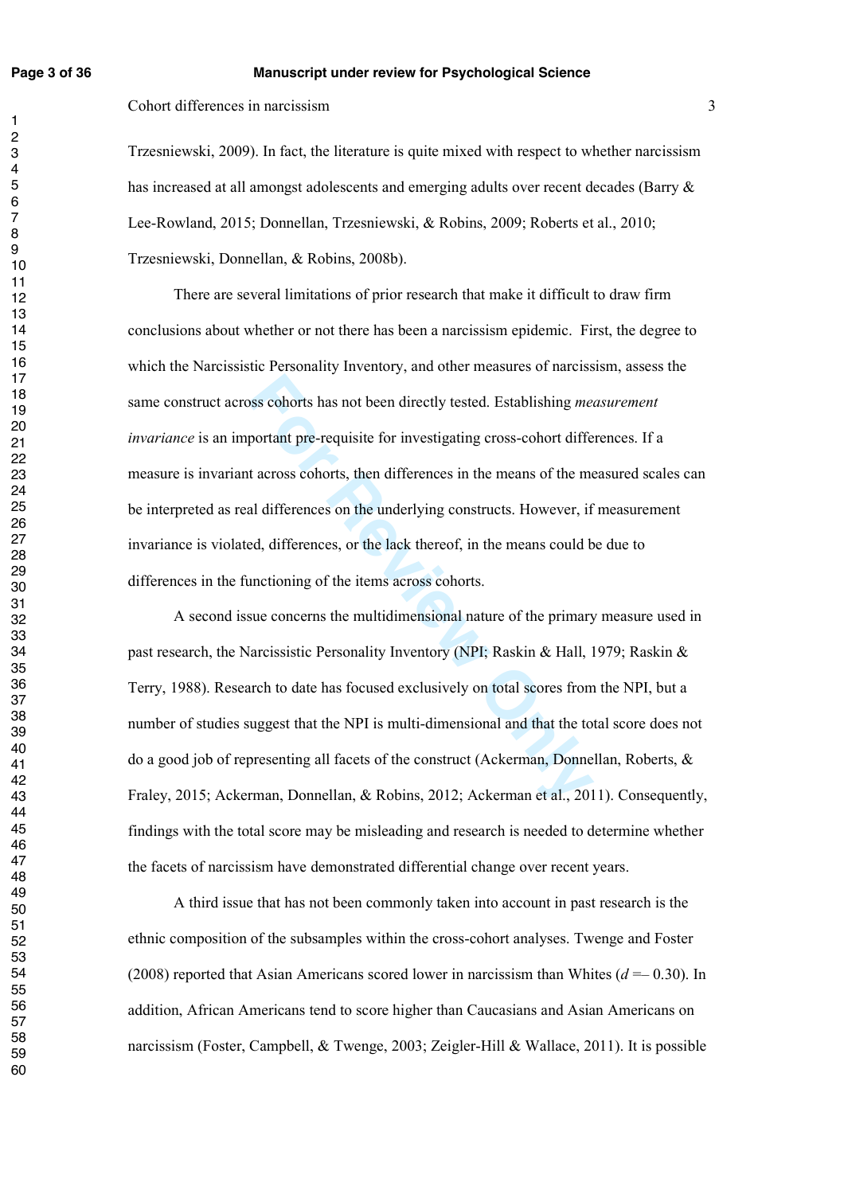Trzesniewski, 2009). In fact, the literature is quite mixed with respect to whether narcissism has increased at all amongst adolescents and emerging adults over recent decades (Barry & Lee-Rowland, 2015; Donnellan, Trzesniewski, & Robins, 2009; Roberts et al., 2010; Trzesniewski, Donnellan, & Robins, 2008b).

There are several limitations of prior research that make it difficult to draw firm conclusions about whether or not there has been a narcissism epidemic. First, the degree to which the Narcissistic Personality Inventory, and other measures of narcissism, assess the same construct across cohorts has not been directly tested. Establishing *measurement invariance* is an important pre-requisite for investigating cross-cohort differences. If a measure is invariant across cohorts, then differences in the means of the measured scales can be interpreted as real differences on the underlying constructs. However, if measurement invariance is violated, differences, or the lack thereof, in the means could be due to differences in the functioning of the items across cohorts.

A second issue concerns the multidimensional nature of the primary measure used in past research, the Narcissistic Personality Inventory (NPI; Raskin & Hall, 1979; Raskin & Terry, 1988). Research to date has focused exclusively on total scores from the NPI, but a number of studies suggest that the NPI is multi-dimensional and that the total score does not do a good job of representing all facets of the construct (Ackerman, Donnellan, Roberts, & Fraley, 2015; Ackerman, Donnellan, & Robins, 2012; Ackerman et al., 2011). Consequently, findings with the total score may be misleading and research is needed to determine whether the facets of narcissism have demonstrated differential change over recent years.

A third issue that has not been commonly taken into account in past research is the ethnic composition of the subsamples within the cross-cohort analyses. Twenge and Foster (2008) reported that Asian Americans scored lower in narcissism than Whites ($d = -0.30$). In addition, African Americans tend to score higher than Caucasians and Asian Americans on narcissism (Foster, Campbell, & Twenge, 2003; Zeigler-Hill & Wallace, 2011). It is possible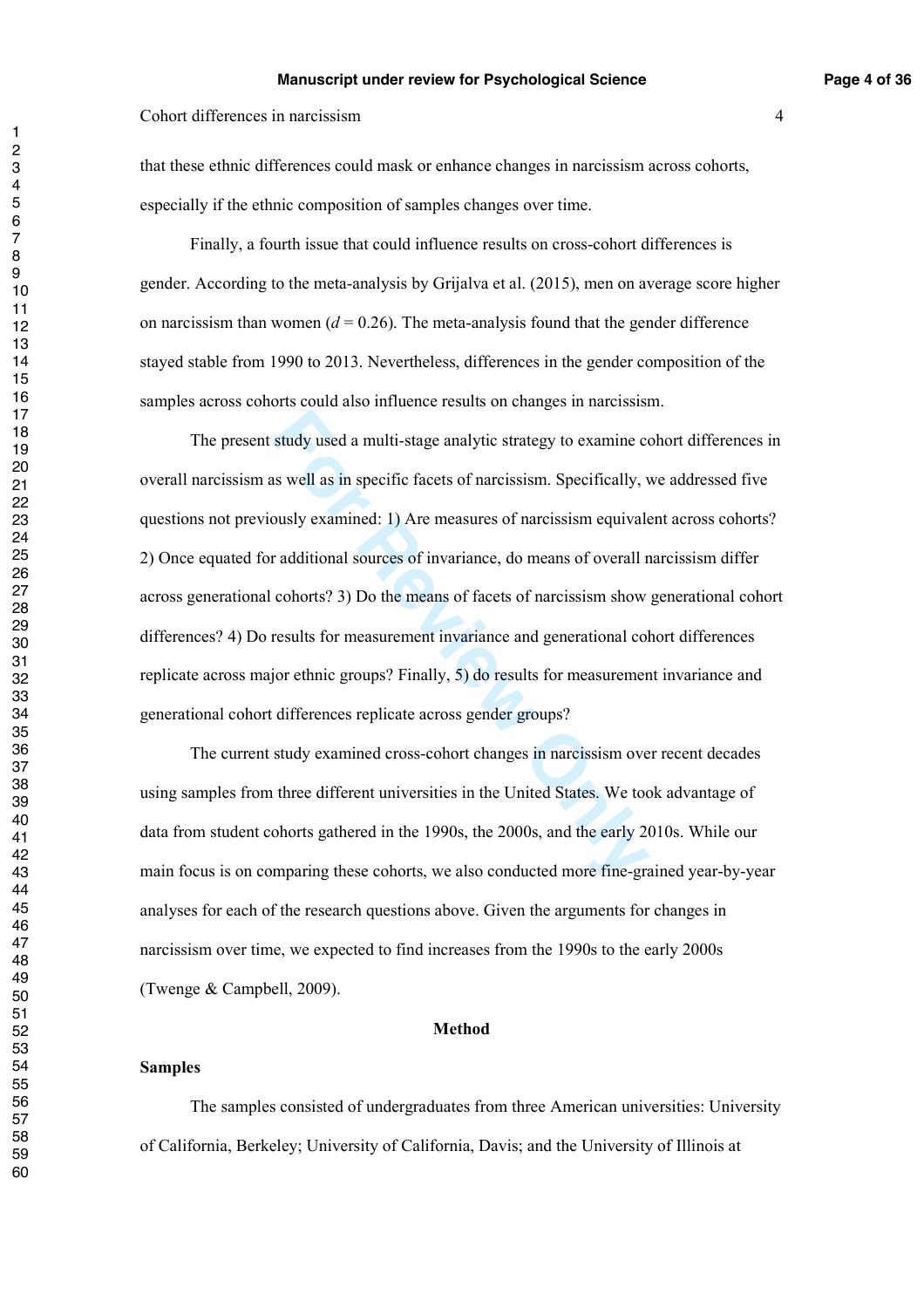that these ethnic differences could mask or enhance changes in narcissism across cohorts, especially if the ethnic composition of samples changes over time.

Finally, a fourth issue that could influence results on cross-cohort differences is gender. According to the meta-analysis by Grijalva et al. (2015), men on average score higher on narcissism than women ($d = 0.26$). The meta-analysis found that the gender difference stayed stable from 1990 to 2013. Nevertheless, differences in the gender composition of the samples across cohorts could also influence results on changes in narcissism.

The present study used a multi-stage analytic strategy to examine cohort differences in overall narcissism as well as in specific facets of narcissism. Specifically, we addressed five questions not previously examined: 1) Are measures of narcissism equivalent across cohorts? 2) Once equated for additional sources of invariance, do means of overall narcissism differ across generational cohorts? 3) Do the means of facets of narcissism show generational cohort differences? 4) Do results for measurement invariance and generational cohort differences replicate across major ethnic groups? Finally, 5) do results for measurement invariance and generational cohort differences replicate across gender groups?

The current study examined cross-cohort changes in narcissism over recent decades using samples from three different universities in the United States. We took advantage of data from student cohorts gathered in the 1990s, the 2000s, and the early 2010s. While our main focus is on comparing these cohorts, we also conducted more fine-grained year-by-year analyses for each of the research questions above. Given the arguments for changes in narcissism over time, we expected to find increases from the 1990s to the early 2000s (Twenge & Campbell, 2009).

## Method

### Samples

The samples consisted of undergraduates from three American universities: University of California, Berkeley; University of California, Davis; and the University of Illinois at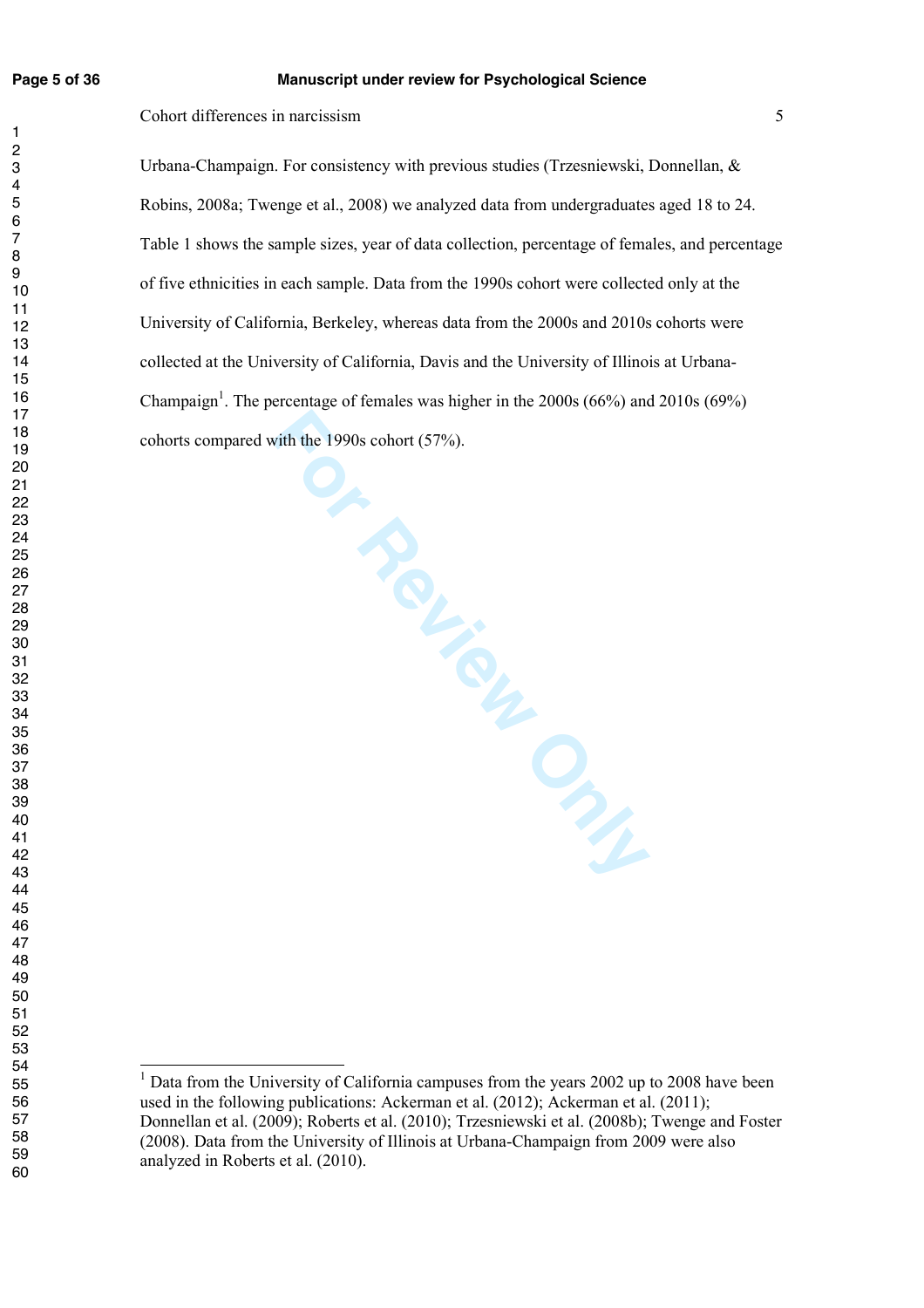Urbana-Champaign. For consistency with previous studies (Trzesniewski, Donnellan, & Robins, 2008a; Twenge et al., 2008) we analyzed data from undergraduates aged 18 to 24. Table 1 shows the sample sizes, year of data collection, percentage of females, and percentage of five ethnicities in each sample. Data from the 1990s cohort were collected only at the University of California, Berkeley, whereas data from the 2000s and 2010s cohorts were collected at the University of California, Davis and the University of Illinois at Urbana-Champaign[1]. The percentage of females was higher in the 2000s (66%) and 2010s (69%) cohorts compared with the 1990s cohort (57%).

[1] Data from the University of California campuses from the years 2002 up to 2008 have been used in the following publications: Ackerman et al. (2012); Ackerman et al. (2011); Donnellan et al. (2009); Roberts et al. (2010); Trzesniewski et al. (2008b); Twenge and Foster (2008). Data from the University of Illinois at Urbana-Champaign from 2009 were also analyzed in Roberts et al. (2010).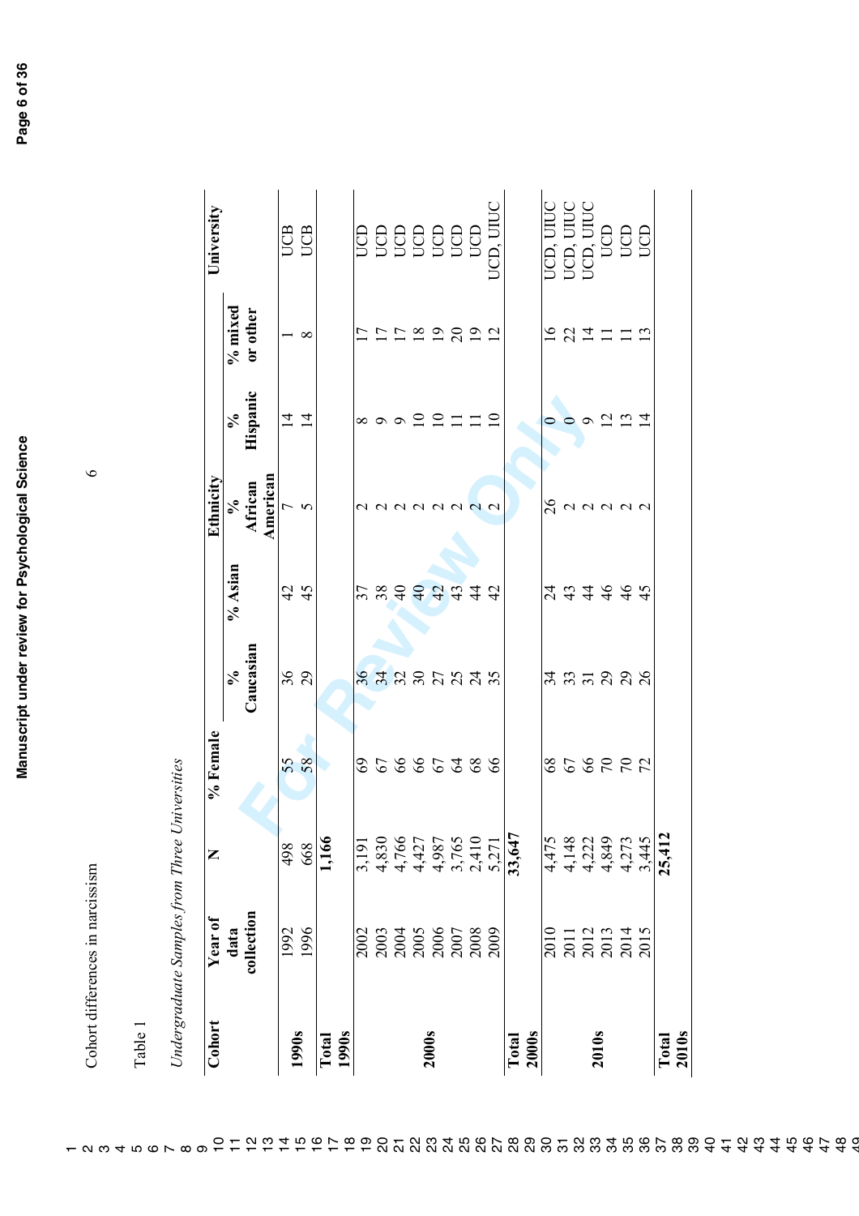Table 1

*Undergraduate Samples from Three Universities*

| Cohort | Year of data collection | N | % Female | Ethnicity | | | | | University |
|---|---|---|---|---|---|---|---|---|---|
| | | | | % Caucasian | % Asian | % African American | % Hispanic | % mixed or other | |
| 1990s | 1992 | 498 | 55 | 36 | 42 | 7 | 14 | 1 | UCB |
| | 1996 | 668 | 58 | 29 | 45 | 5 | 14 | 8 | UCB |
| **Total 1990s** | | **1,166** | | | | | | | |
| 2000s | 2002 | 3,191 | 69 | 36 | 37 | 2 | 8 | 17 | UCD |
| | 2003 | 4,830 | 67 | 34 | 38 | 2 | 9 | 17 | UCD |
| | 2004 | 4,766 | 66 | 32 | 40 | 2 | 9 | 17 | UCD |
| | 2005 | 4,427 | 66 | 30 | 40 | 2 | 10 | 18 | UCD |
| | 2006 | 4,987 | 67 | 27 | 42 | 2 | 10 | 19 | UCD |
| | 2007 | 3,765 | 64 | 25 | 43 | 2 | 11 | 20 | UCD |
| | 2008 | 2,410 | 68 | 24 | 44 | 2 | 11 | 19 | UCD |
| | 2009 | 5,271 | 66 | 35 | 42 | 2 | 10 | 12 | UCD, UIUC |
| **Total 2000s** | | **33,647** | | | | | | | |
| 2010s | 2010 | 4,475 | 68 | 34 | 24 | 26 | 0 | 16 | UCD, UIUC |
| | 2011 | 4,148 | 67 | 33 | 43 | 2 | 0 | 22 | UCD, UIUC |
| | 2012 | 4,222 | 66 | 31 | 44 | 2 | 9 | 14 | UCD, UIUC |
| | 2013 | 4,849 | 70 | 29 | 46 | 2 | 12 | 11 | UCD |
| | 2014 | 4,273 | 70 | 29 | 46 | 2 | 13 | 11 | UCD |
| | 2015 | 3,445 | 72 | 26 | 45 | 2 | 14 | 13 | UCD |
| **Total 2010s** | | **25,412** | | | | | | | |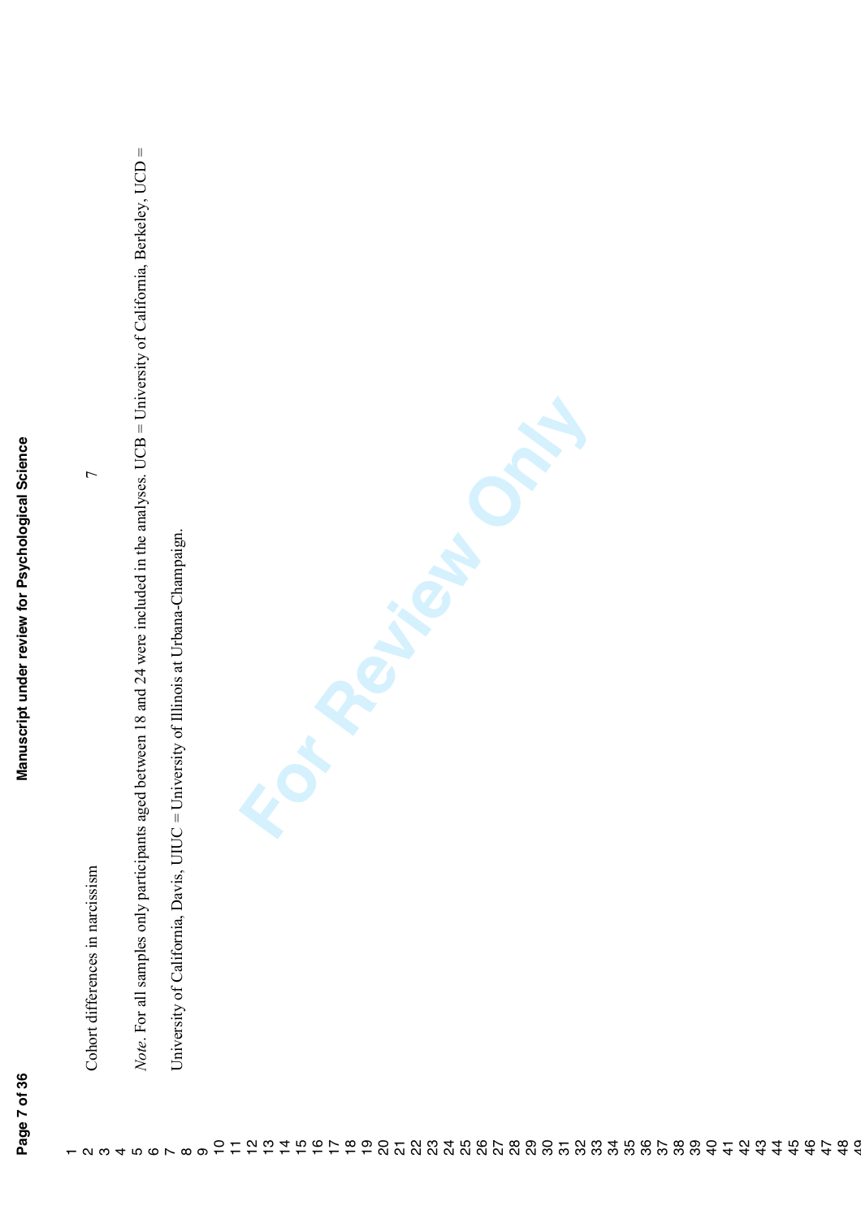*Note*. For all samples only participants aged between 18 and 24 were included in the analyses. UCB = University of California, Berkeley, UCD = University of California, Davis, UIUC = University of Illinois at Urbana-Champaign.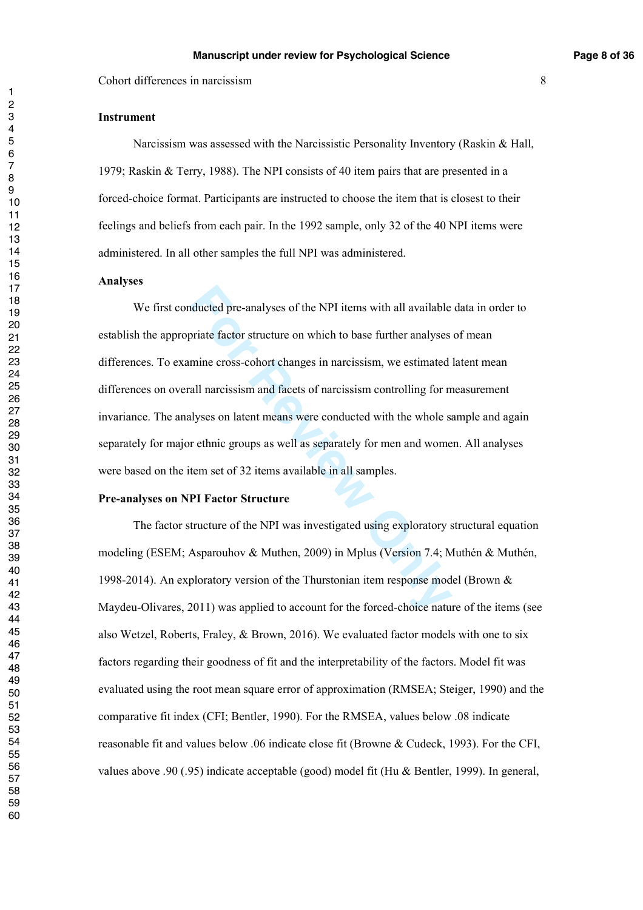**Instrument**

Narcissism was assessed with the Narcissistic Personality Inventory (Raskin & Hall, 1979; Raskin & Terry, 1988). The NPI consists of 40 item pairs that are presented in a forced-choice format. Participants are instructed to choose the item that is closest to their feelings and beliefs from each pair. In the 1992 sample, only 32 of the 40 NPI items were administered. In all other samples the full NPI was administered.

**Analyses**

We first conducted pre-analyses of the NPI items with all available data in order to establish the appropriate factor structure on which to base further analyses of mean differences. To examine cross-cohort changes in narcissism, we estimated latent mean differences on overall narcissism and facets of narcissism controlling for measurement invariance. The analyses on latent means were conducted with the whole sample and again separately for major ethnic groups as well as separately for men and women. All analyses were based on the item set of 32 items available in all samples.

**Pre-analyses on NPI Factor Structure**

The factor structure of the NPI was investigated using exploratory structural equation modeling (ESEM; Asparouhov & Muthen, 2009) in Mplus (Version 7.4; Muthén & Muthén, 1998-2014). An exploratory version of the Thurstonian item response model (Brown & Maydeu-Olivares, 2011) was applied to account for the forced-choice nature of the items (see also Wetzel, Roberts, Fraley, & Brown, 2016). We evaluated factor models with one to six factors regarding their goodness of fit and the interpretability of the factors. Model fit was evaluated using the root mean square error of approximation (RMSEA; Steiger, 1990) and the comparative fit index (CFI; Bentler, 1990). For the RMSEA, values below .08 indicate reasonable fit and values below .06 indicate close fit (Browne & Cudeck, 1993). For the CFI, values above .90 (.95) indicate acceptable (good) model fit (Hu & Bentler, 1999). In general,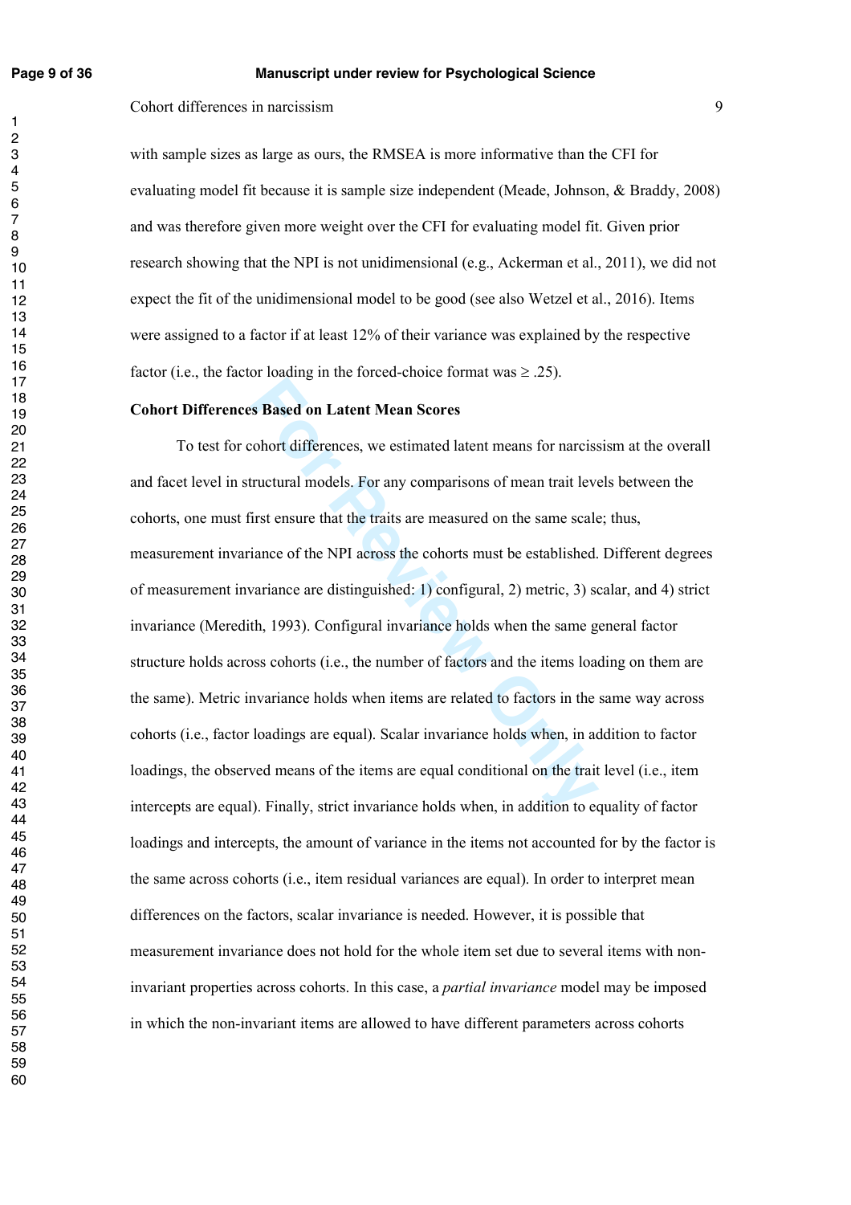with sample sizes as large as ours, the RMSEA is more informative than the CFI for evaluating model fit because it is sample size independent (Meade, Johnson, & Braddy, 2008) and was therefore given more weight over the CFI for evaluating model fit. Given prior research showing that the NPI is not unidimensional (e.g., Ackerman et al., 2011), we did not expect the fit of the unidimensional model to be good (see also Wetzel et al., 2016). Items were assigned to a factor if at least 12% of their variance was explained by the respective factor (i.e., the factor loading in the forced-choice format was ≥ .25).

**Cohort Differences Based on Latent Mean Scores**

To test for cohort differences, we estimated latent means for narcissism at the overall and facet level in structural models. For any comparisons of mean trait levels between the cohorts, one must first ensure that the traits are measured on the same scale; thus, measurement invariance of the NPI across the cohorts must be established. Different degrees of measurement invariance are distinguished: 1) configural, 2) metric, 3) scalar, and 4) strict invariance (Meredith, 1993). Configural invariance holds when the same general factor structure holds across cohorts (i.e., the number of factors and the items loading on them are the same). Metric invariance holds when items are related to factors in the same way across cohorts (i.e., factor loadings are equal). Scalar invariance holds when, in addition to factor loadings, the observed means of the items are equal conditional on the trait level (i.e., item intercepts are equal). Finally, strict invariance holds when, in addition to equality of factor loadings and intercepts, the amount of variance in the items not accounted for by the factor is the same across cohorts (i.e., item residual variances are equal). In order to interpret mean differences on the factors, scalar invariance is needed. However, it is possible that measurement invariance does not hold for the whole item set due to several items with non-invariant properties across cohorts. In this case, a *partial invariance* model may be imposed in which the non-invariant items are allowed to have different parameters across cohorts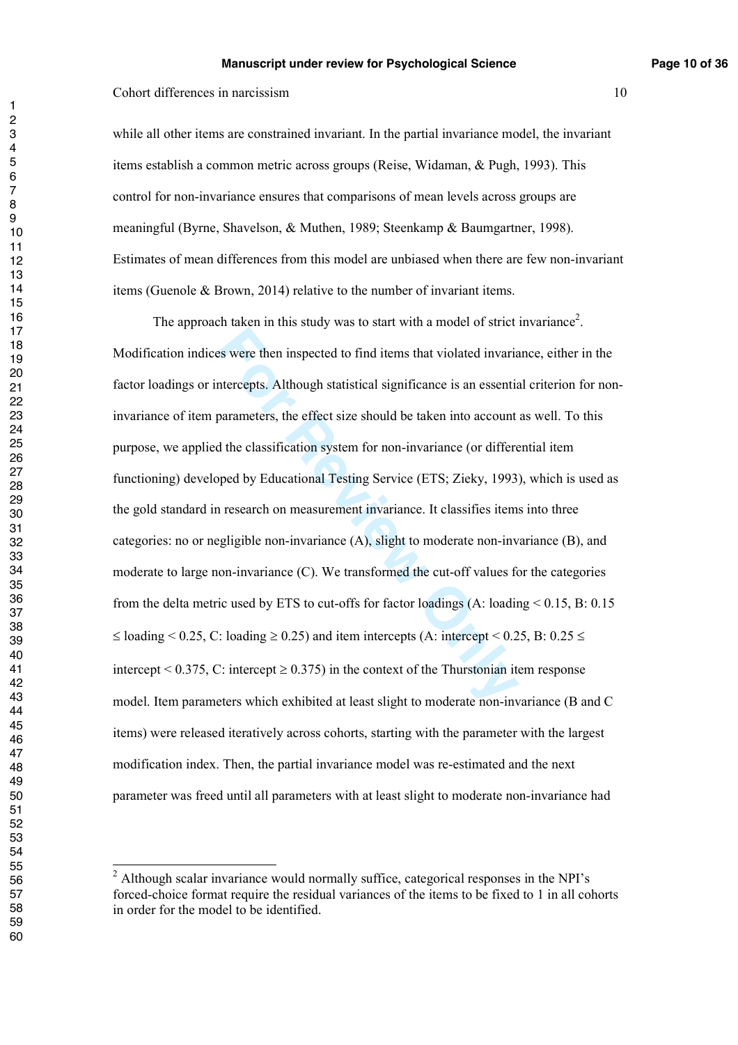while all other items are constrained invariant. In the partial invariance model, the invariant items establish a common metric across groups (Reise, Widaman, & Pugh, 1993). This control for non-invariance ensures that comparisons of mean levels across groups are meaningful (Byrne, Shavelson, & Muthen, 1989; Steenkamp & Baumgartner, 1998). Estimates of mean differences from this model are unbiased when there are few non-invariant items (Guenole & Brown, 2014) relative to the number of invariant items.

The approach taken in this study was to start with a model of strict invariance[2]. Modification indices were then inspected to find items that violated invariance, either in the factor loadings or intercepts. Although statistical significance is an essential criterion for non-invariance of item parameters, the effect size should be taken into account as well. To this purpose, we applied the classification system for non-invariance (or differential item functioning) developed by Educational Testing Service (ETS; Zieky, 1993), which is used as the gold standard in research on measurement invariance. It classifies items into three categories: no or negligible non-invariance (A), slight to moderate non-invariance (B), and moderate to large non-invariance (C). We transformed the cut-off values for the categories from the delta metric used by ETS to cut-offs for factor loadings (A: loading $< 0.15$, B: $0.15 \leq$ loading $< 0.25$, C: loading $\geq 0.25$) and item intercepts (A: intercept $< 0.25$, B: $0.25 \leq$ intercept $< 0.375$, C: intercept $\geq 0.375$) in the context of the Thurstonian item response model. Item parameters which exhibited at least slight to moderate non-invariance (B and C items) were released iteratively across cohorts, starting with the parameter with the largest modification index. Then, the partial invariance model was re-estimated and the next parameter was freed until all parameters with at least slight to moderate non-invariance had

[2] Although scalar invariance would normally suffice, categorical responses in the NPI's forced-choice format require the residual variances of the items to be fixed to 1 in all cohorts in order for the model to be identified.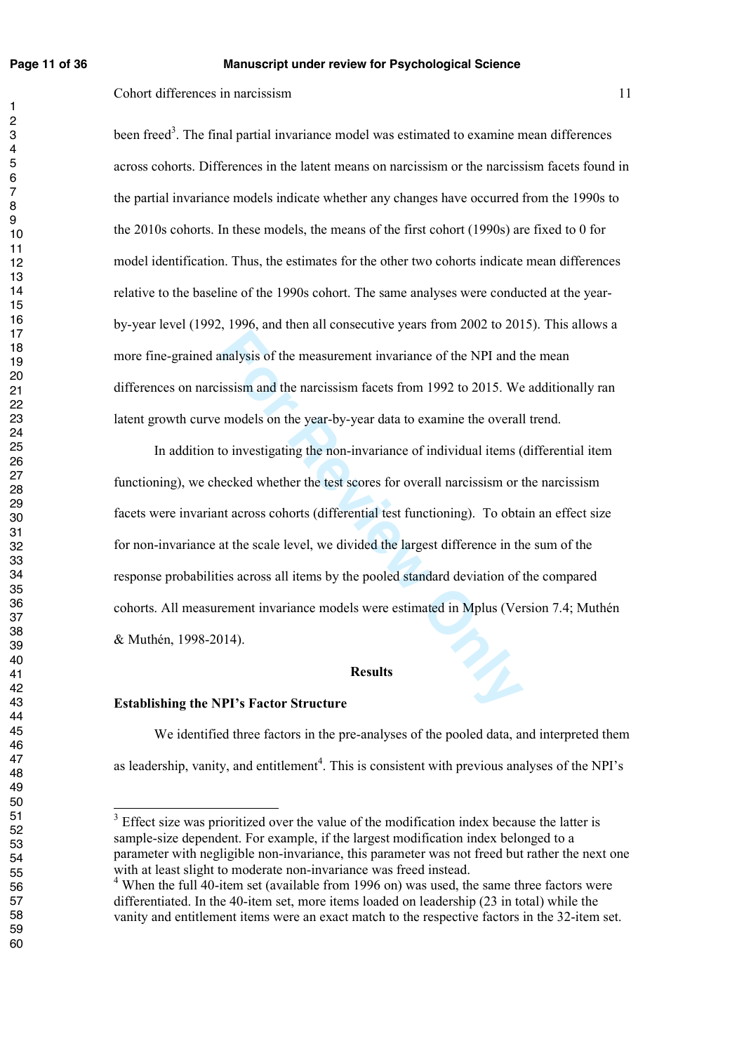been freed[3]. The final partial invariance model was estimated to examine mean differences across cohorts. Differences in the latent means on narcissism or the narcissism facets found in the partial invariance models indicate whether any changes have occurred from the 1990s to the 2010s cohorts. In these models, the means of the first cohort (1990s) are fixed to 0 for model identification. Thus, the estimates for the other two cohorts indicate mean differences relative to the baseline of the 1990s cohort. The same analyses were conducted at the year-by-year level (1992, 1996, and then all consecutive years from 2002 to 2015). This allows a more fine-grained analysis of the measurement invariance of the NPI and the mean differences on narcissism and the narcissism facets from 1992 to 2015. We additionally ran latent growth curve models on the year-by-year data to examine the overall trend.

In addition to investigating the non-invariance of individual items (differential item functioning), we checked whether the test scores for overall narcissism or the narcissism facets were invariant across cohorts (differential test functioning). To obtain an effect size for non-invariance at the scale level, we divided the largest difference in the sum of the response probabilities across all items by the pooled standard deviation of the compared cohorts. All measurement invariance models were estimated in Mplus (Version 7.4; Muthén & Muthén, 1998-2014).

## Results

### Establishing the NPI's Factor Structure

We identified three factors in the pre-analyses of the pooled data, and interpreted them as leadership, vanity, and entitlement[4]. This is consistent with previous analyses of the NPI's

---

[3] Effect size was prioritized over the value of the modification index because the latter is sample-size dependent. For example, if the largest modification index belonged to a parameter with negligible non-invariance, this parameter was not freed but rather the next one with at least slight to moderate non-invariance was freed instead.

[4] When the full 40-item set (available from 1996 on) was used, the same three factors were differentiated. In the 40-item set, more items loaded on leadership (23 in total) while the vanity and entitlement items were an exact match to the respective factors in the 32-item set.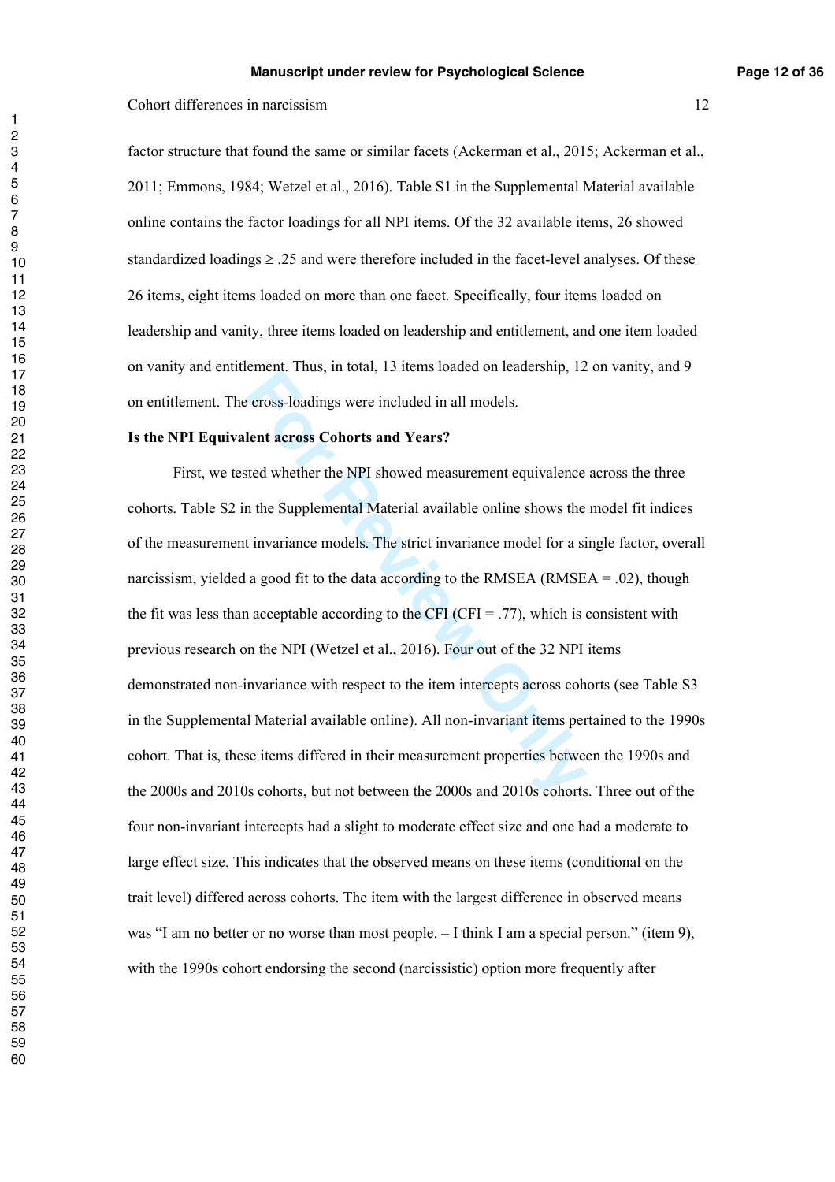factor structure that found the same or similar facets (Ackerman et al., 2015; Ackerman et al., 2011; Emmons, 1984; Wetzel et al., 2016). Table S1 in the Supplemental Material available online contains the factor loadings for all NPI items. Of the 32 available items, 26 showed standardized loadings ≥ .25 and were therefore included in the facet-level analyses. Of these 26 items, eight items loaded on more than one facet. Specifically, four items loaded on leadership and vanity, three items loaded on leadership and entitlement, and one item loaded on vanity and entitlement. Thus, in total, 13 items loaded on leadership, 12 on vanity, and 9 on entitlement. The cross-loadings were included in all models.

**Is the NPI Equivalent across Cohorts and Years?**

First, we tested whether the NPI showed measurement equivalence across the three cohorts. Table S2 in the Supplemental Material available online shows the model fit indices of the measurement invariance models. The strict invariance model for a single factor, overall narcissism, yielded a good fit to the data according to the RMSEA (RMSEA = .02), though the fit was less than acceptable according to the CFI (CFI = .77), which is consistent with previous research on the NPI (Wetzel et al., 2016). Four out of the 32 NPI items demonstrated non-invariance with respect to the item intercepts across cohorts (see Table S3 in the Supplemental Material available online). All non-invariant items pertained to the 1990s cohort. That is, these items differed in their measurement properties between the 1990s and the 2000s and 2010s cohorts, but not between the 2000s and 2010s cohorts. Three out of the four non-invariant intercepts had a slight to moderate effect size and one had a moderate to large effect size. This indicates that the observed means on these items (conditional on the trait level) differed across cohorts. The item with the largest difference in observed means was "I am no better or no worse than most people. – I think I am a special person." (item 9), with the 1990s cohort endorsing the second (narcissistic) option more frequently after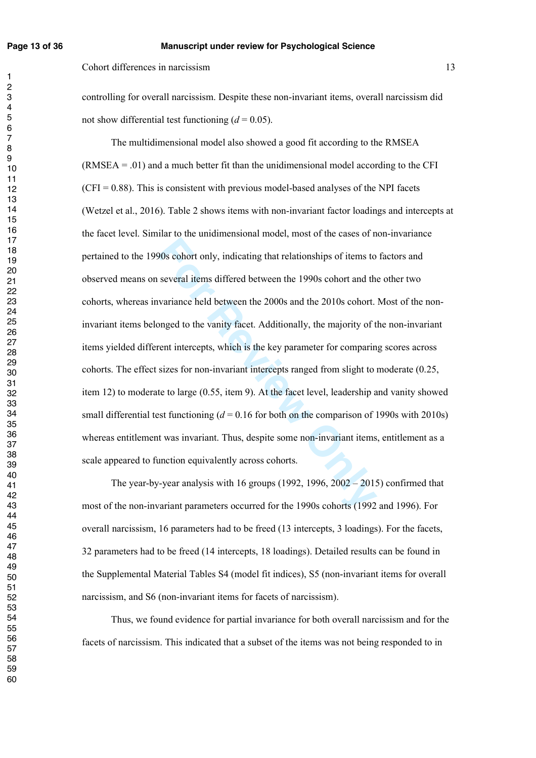controlling for overall narcissism. Despite these non-invariant items, overall narcissism did not show differential test functioning ($d$ = 0.05).

The multidimensional model also showed a good fit according to the RMSEA (RMSEA = .01) and a much better fit than the unidimensional model according to the CFI (CFI = 0.88). This is consistent with previous model-based analyses of the NPI facets (Wetzel et al., 2016). Table 2 shows items with non-invariant factor loadings and intercepts at the facet level. Similar to the unidimensional model, most of the cases of non-invariance pertained to the 1990s cohort only, indicating that relationships of items to factors and observed means on several items differed between the 1990s cohort and the other two cohorts, whereas invariance held between the 2000s and the 2010s cohort. Most of the non-invariant items belonged to the vanity facet. Additionally, the majority of the non-invariant items yielded different intercepts, which is the key parameter for comparing scores across cohorts. The effect sizes for non-invariant intercepts ranged from slight to moderate (0.25, item 12) to moderate to large (0.55, item 9). At the facet level, leadership and vanity showed small differential test functioning ($d$ = 0.16 for both on the comparison of 1990s with 2010s) whereas entitlement was invariant. Thus, despite some non-invariant items, entitlement as a scale appeared to function equivalently across cohorts.

The year-by-year analysis with 16 groups (1992, 1996, 2002 – 2015) confirmed that most of the non-invariant parameters occurred for the 1990s cohorts (1992 and 1996). For overall narcissism, 16 parameters had to be freed (13 intercepts, 3 loadings). For the facets, 32 parameters had to be freed (14 intercepts, 18 loadings). Detailed results can be found in the Supplemental Material Tables S4 (model fit indices), S5 (non-invariant items for overall narcissism, and S6 (non-invariant items for facets of narcissism).

Thus, we found evidence for partial invariance for both overall narcissism and for the facets of narcissism. This indicated that a subset of the items was not being responded to in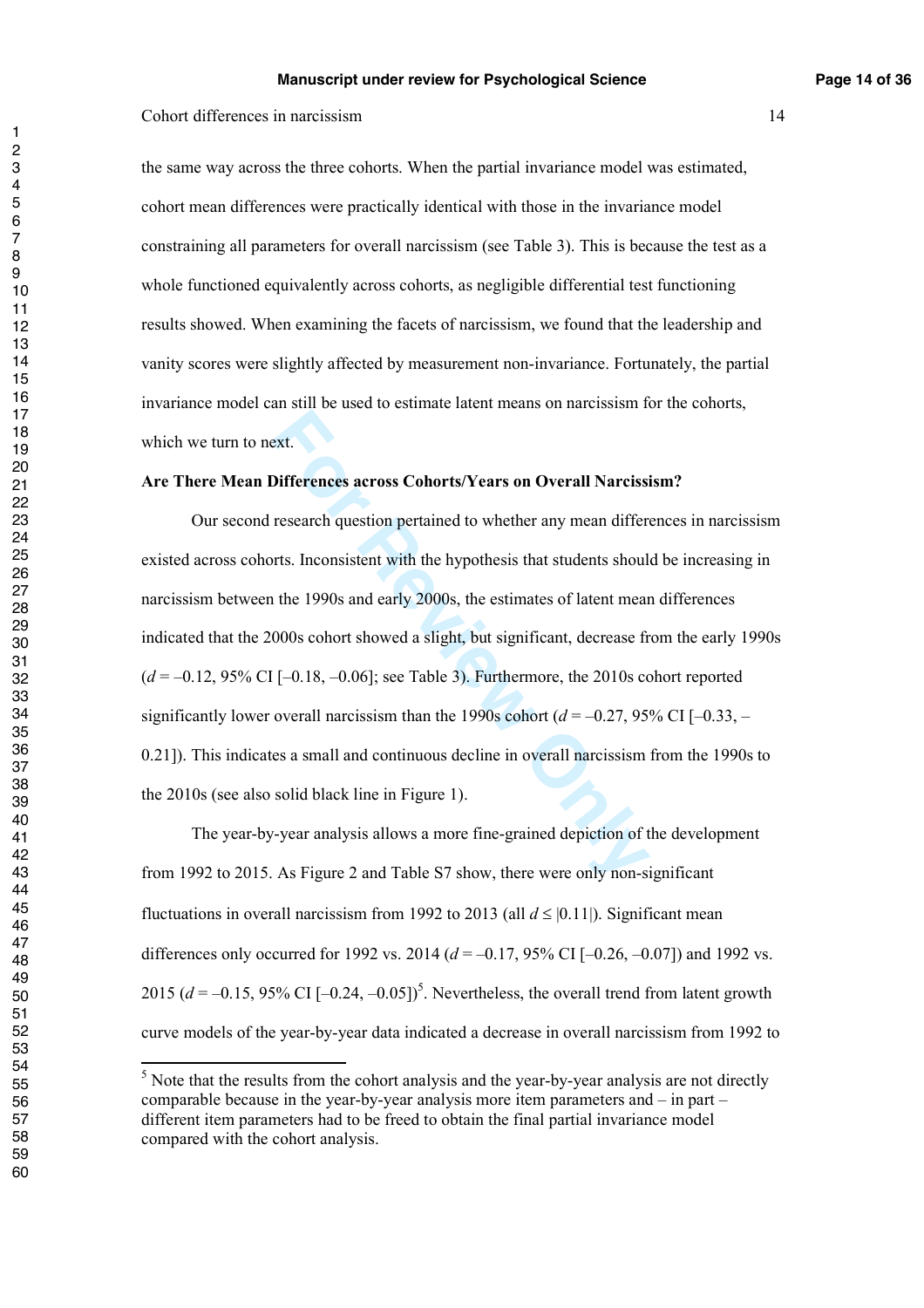the same way across the three cohorts. When the partial invariance model was estimated, cohort mean differences were practically identical with those in the invariance model constraining all parameters for overall narcissism (see Table 3). This is because the test as a whole functioned equivalently across cohorts, as negligible differential test functioning results showed. When examining the facets of narcissism, we found that the leadership and vanity scores were slightly affected by measurement non-invariance. Fortunately, the partial invariance model can still be used to estimate latent means on narcissism for the cohorts, which we turn to next.

**Are There Mean Differences across Cohorts/Years on Overall Narcissism?**

Our second research question pertained to whether any mean differences in narcissism existed across cohorts. Inconsistent with the hypothesis that students should be increasing in narcissism between the 1990s and early 2000s, the estimates of latent mean differences indicated that the 2000s cohort showed a slight, but significant, decrease from the early 1990s ($d$ = –0.12, 95% CI [–0.18, –0.06]; see Table 3). Furthermore, the 2010s cohort reported significantly lower overall narcissism than the 1990s cohort ($d$ = –0.27, 95% CI [–0.33, –0.21]). This indicates a small and continuous decline in overall narcissism from the 1990s to the 2010s (see also solid black line in Figure 1).

The year-by-year analysis allows a more fine-grained depiction of the development from 1992 to 2015. As Figure 2 and Table S7 show, there were only non-significant fluctuations in overall narcissism from 1992 to 2013 (all $d \leq |0.11|$). Significant mean differences only occurred for 1992 vs. 2014 ($d$ = –0.17, 95% CI [–0.26, –0.07]) and 1992 vs. 2015 ($d$ = –0.15, 95% CI [–0.24, –0.05])[5]. Nevertheless, the overall trend from latent growth curve models of the year-by-year data indicated a decrease in overall narcissism from 1992 to

[5] Note that the results from the cohort analysis and the year-by-year analysis are not directly comparable because in the year-by-year analysis more item parameters and – in part – different item parameters had to be freed to obtain the final partial invariance model compared with the cohort analysis.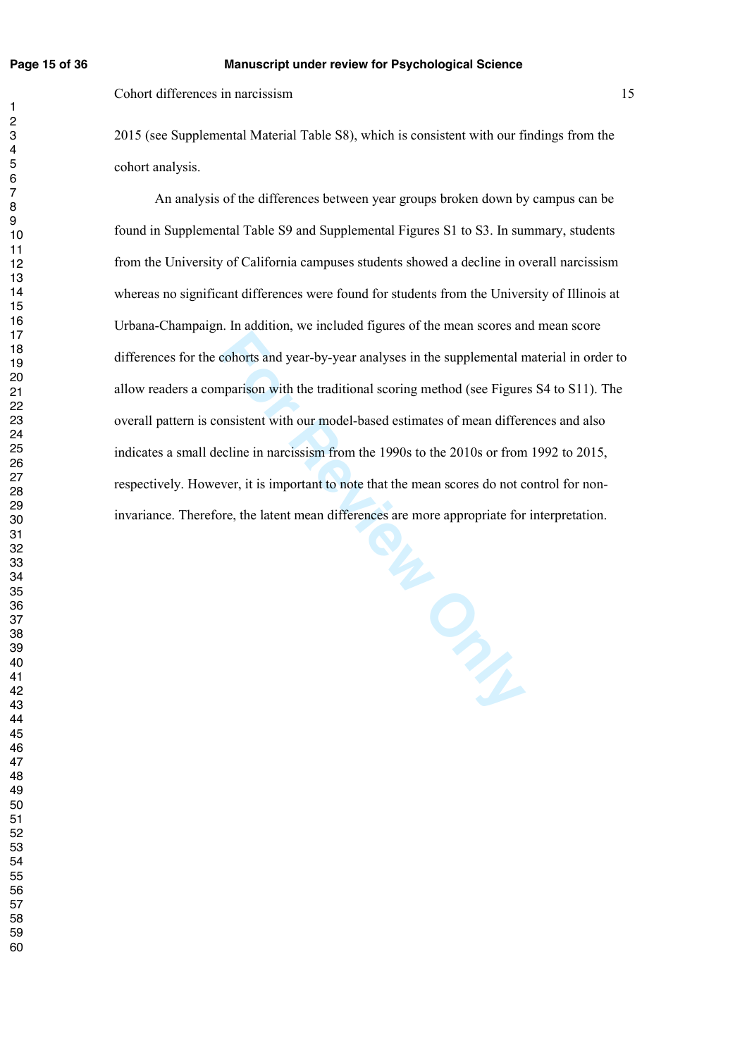2015 (see Supplemental Material Table S8), which is consistent with our findings from the cohort analysis.

An analysis of the differences between year groups broken down by campus can be found in Supplemental Table S9 and Supplemental Figures S1 to S3. In summary, students from the University of California campuses students showed a decline in overall narcissism whereas no significant differences were found for students from the University of Illinois at Urbana-Champaign. In addition, we included figures of the mean scores and mean score differences for the cohorts and year-by-year analyses in the supplemental material in order to allow readers a comparison with the traditional scoring method (see Figures S4 to S11). The overall pattern is consistent with our model-based estimates of mean differences and also indicates a small decline in narcissism from the 1990s to the 2010s or from 1992 to 2015, respectively. However, it is important to note that the mean scores do not control for non-invariance. Therefore, the latent mean differences are more appropriate for interpretation.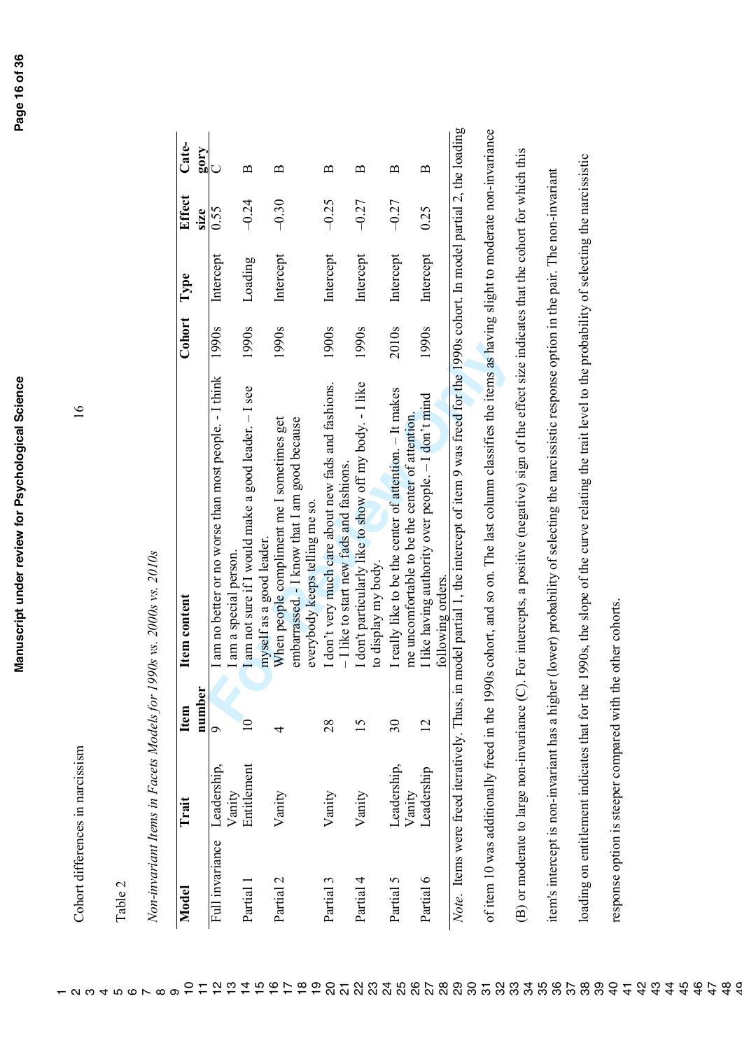Table 2

*Non-invariant Items in Facets Models for 1990s vs. 2000s vs. 2010s*

| Model | Trait | Item number | Item content | Cohort | Type | Effect size | Category |
|---|---|---|---|---|---|---|---|
| Full invariance | Leadership, Vanity | 9 | I am no better or no worse than most people. - I think I am a special person. | 1990s | Intercept | 0.55 | C |
| Partial 1 | Entitlement | 10 | I am not sure if I would make a good leader. – I see myself as a good leader. | 1990s | Loading | −0.24 | B |
| Partial 2 | Vanity | 4 | When people compliment me I sometimes get embarrassed. - I know that I am good because everybody keeps telling me so. | 1990s | Intercept | −0.30 | B |
| Partial 3 | Vanity | 28 | I don't very much care about new fads and fashions. – I like to start new fads and fashions. | 1900s | Intercept | −0.25 | B |
| Partial 4 | Vanity | 15 | I don't particularly like to show off my body. - I like to display my body. | 1990s | Intercept | −0.27 | B |
| Partial 5 | Leadership, Vanity | 30 | I really like to be the center of attention. – It makes me uncomfortable to be the center of attention. | 2010s | Intercept | −0.27 | B |
| Partial 6 | Leadership | 12 | I like having authority over people. – I don't mind following orders. | 1990s | Intercept | 0.25 | B |

*Note.* Items were freed iteratively. Thus, in model partial 1, the intercept of item 9 was freed for the 1990s cohort. In model partial 2, the loading of item 10 was additionally freed in the 1990s cohort, and so on. The last column classifies the items as having slight to moderate non-invariance (B) or moderate to large non-invariance (C). For intercepts, a positive (negative) sign of the effect size indicates that the cohort for which this item's intercept is non-invariant has a higher (lower) probability of selecting the narcissistic response option in the pair. The non-invariant loading on entitlement indicates that for the 1990s, the slope of the curve relating the trait level to the probability of selecting the narcissistic response option is steeper compared with the other cohorts.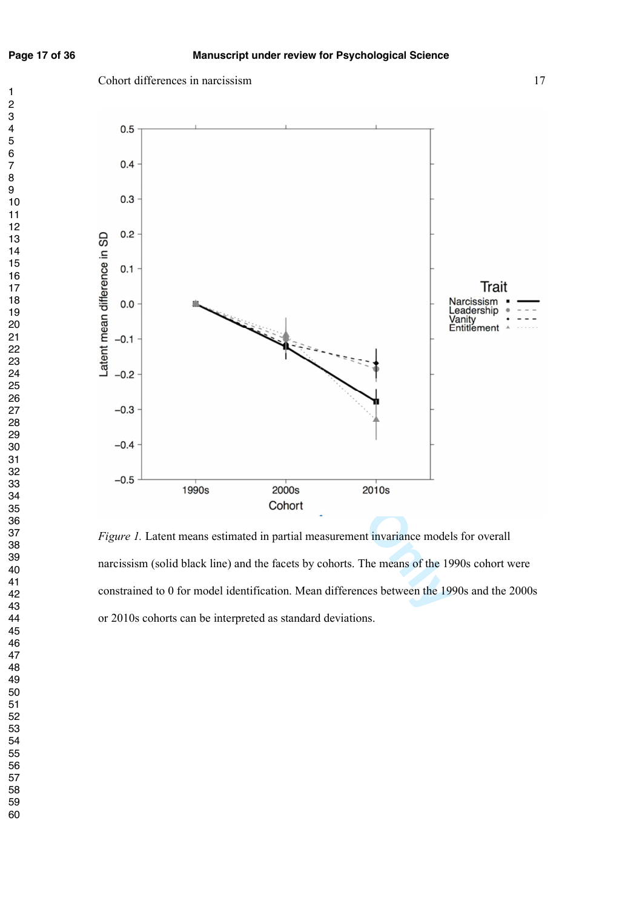Figure 1. Latent means estimated in partial measurement invariance models for overall narcissism (solid black line) and the facets by cohorts. The means of the 1990s cohort were constrained to 0 for model identification. Mean differences between the 1990s and the 2000s or 2010s cohorts can be interpreted as standard deviations.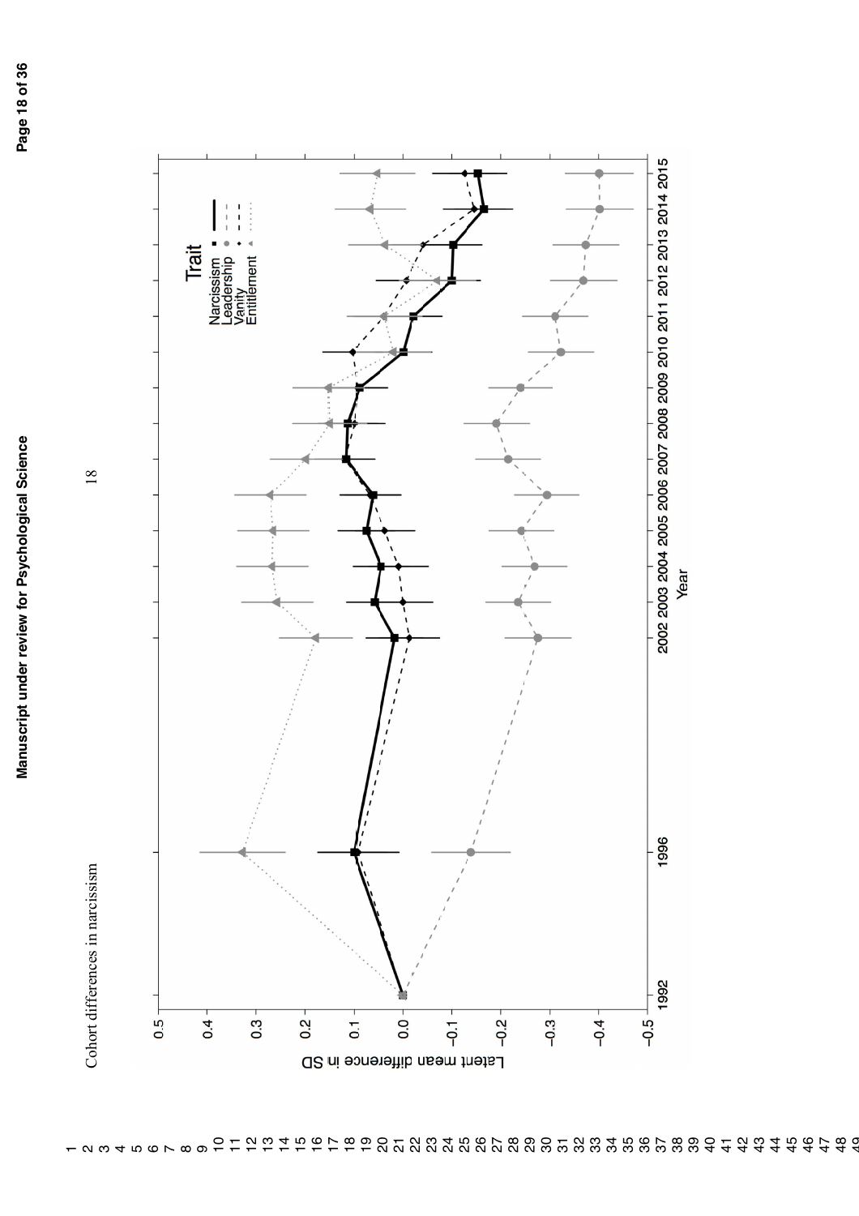Trait: Narcissism, Leadership, Vanity, Entitlement

Latent mean difference in SD

Year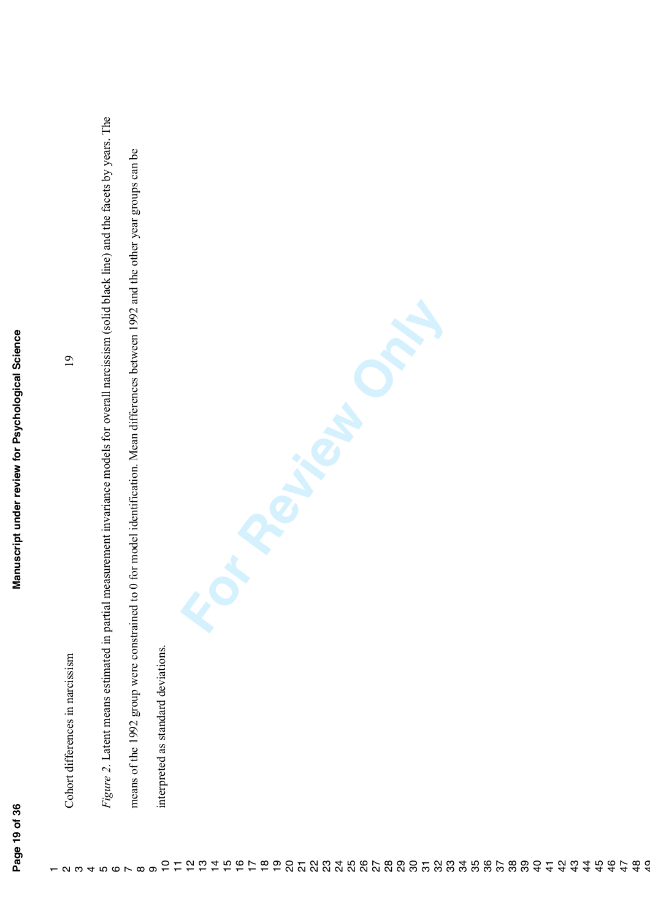*Figure 2*. Latent means estimated in partial measurement invariance models for overall narcissism (solid black line) and the facets by years. The means of the 1992 group were constrained to 0 for model identification. Mean differences between 1992 and the other year groups can be interpreted as standard deviations.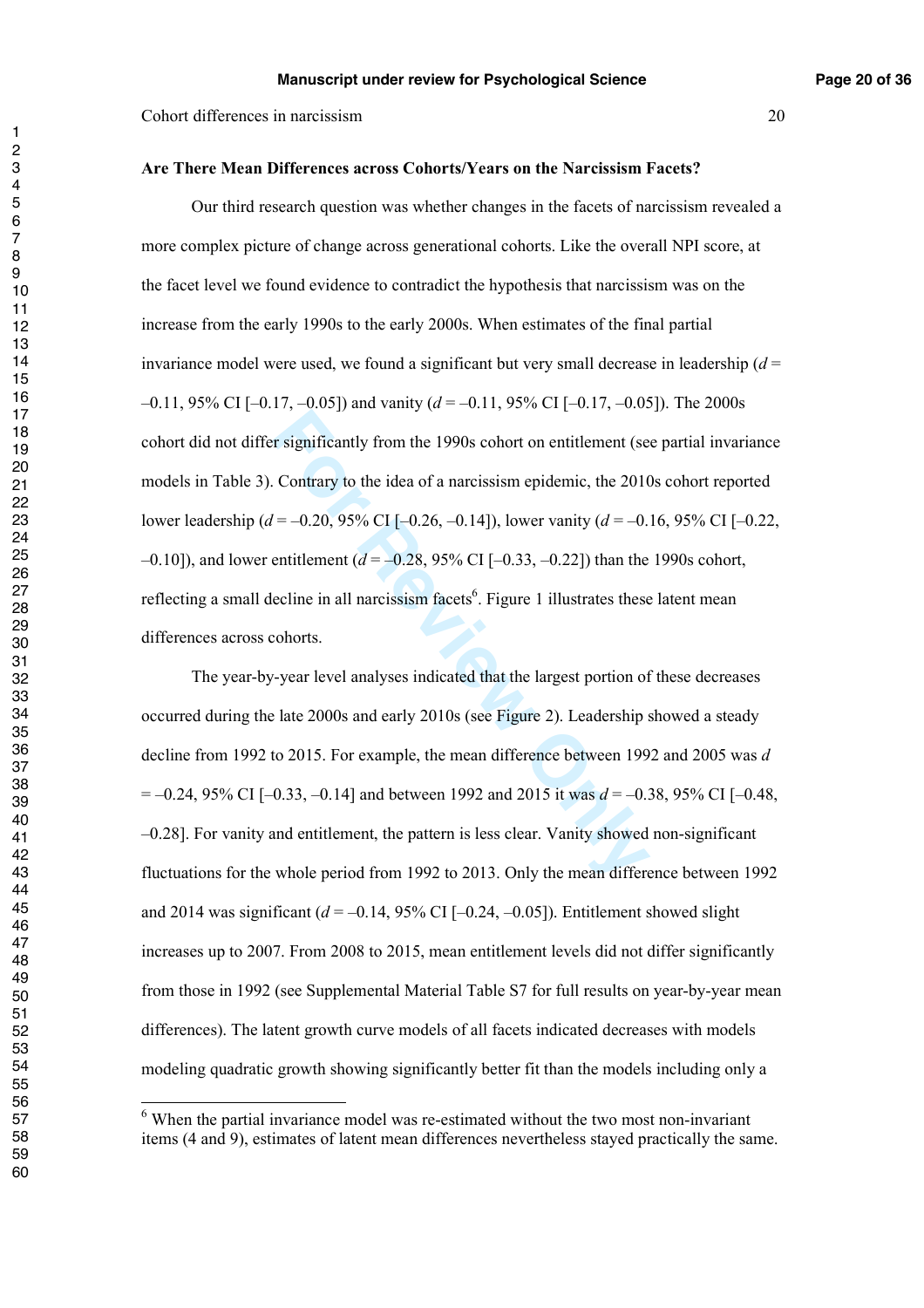**Are There Mean Differences across Cohorts/Years on the Narcissism Facets?**

Our third research question was whether changes in the facets of narcissism revealed a more complex picture of change across generational cohorts. Like the overall NPI score, at the facet level we found evidence to contradict the hypothesis that narcissism was on the increase from the early 1990s to the early 2000s. When estimates of the final partial invariance model were used, we found a significant but very small decrease in leadership ($d$ = –0.11, 95% CI [–0.17, –0.05]) and vanity ($d$ = –0.11, 95% CI [–0.17, –0.05]). The 2000s cohort did not differ significantly from the 1990s cohort on entitlement (see partial invariance models in Table 3). Contrary to the idea of a narcissism epidemic, the 2010s cohort reported lower leadership ($d$ = –0.20, 95% CI [–0.26, –0.14]), lower vanity ($d$ = –0.16, 95% CI [–0.22, –0.10]), and lower entitlement ($d$ = –0.28, 95% CI [–0.33, –0.22]) than the 1990s cohort, reflecting a small decline in all narcissism facets[6]. Figure 1 illustrates these latent mean differences across cohorts.

The year-by-year level analyses indicated that the largest portion of these decreases occurred during the late 2000s and early 2010s (see Figure 2). Leadership showed a steady decline from 1992 to 2015. For example, the mean difference between 1992 and 2005 was $d$ = –0.24, 95% CI [–0.33, –0.14] and between 1992 and 2015 it was $d$ = –0.38, 95% CI [–0.48, –0.28]. For vanity and entitlement, the pattern is less clear. Vanity showed non-significant fluctuations for the whole period from 1992 to 2013. Only the mean difference between 1992 and 2014 was significant ($d$ = –0.14, 95% CI [–0.24, –0.05]). Entitlement showed slight increases up to 2007. From 2008 to 2015, mean entitlement levels did not differ significantly from those in 1992 (see Supplemental Material Table S7 for full results on year-by-year mean differences). The latent growth curve models of all facets indicated decreases with models modeling quadratic growth showing significantly better fit than the models including only a

[6] When the partial invariance model was re-estimated without the two most non-invariant items (4 and 9), estimates of latent mean differences nevertheless stayed practically the same.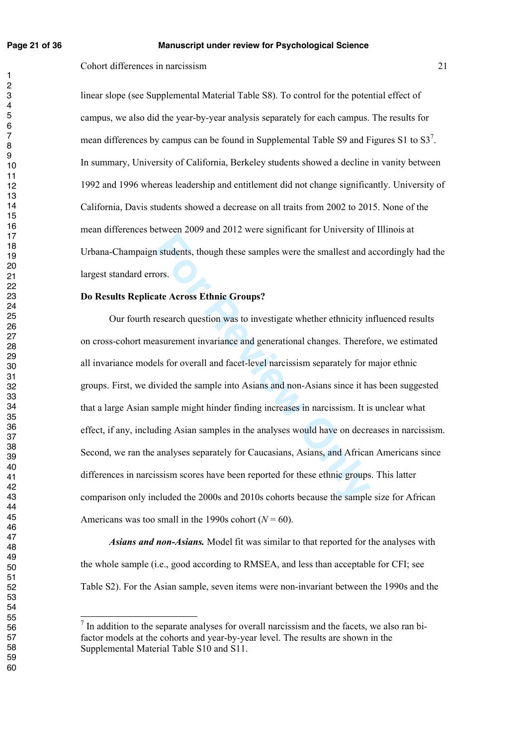linear slope (see Supplemental Material Table S8). To control for the potential effect of campus, we also did the year-by-year analysis separately for each campus. The results for mean differences by campus can be found in Supplemental Table S9 and Figures S1 to S3[7]. In summary, University of California, Berkeley students showed a decline in vanity between 1992 and 1996 whereas leadership and entitlement did not change significantly. University of California, Davis students showed a decrease on all traits from 2002 to 2015. None of the mean differences between 2009 and 2012 were significant for University of Illinois at Urbana-Champaign students, though these samples were the smallest and accordingly had the largest standard errors.

**Do Results Replicate Across Ethnic Groups?**

Our fourth research question was to investigate whether ethnicity influenced results on cross-cohort measurement invariance and generational changes. Therefore, we estimated all invariance models for overall and facet-level narcissism separately for major ethnic groups. First, we divided the sample into Asians and non-Asians since it has been suggested that a large Asian sample might hinder finding increases in narcissism. It is unclear what effect, if any, including Asian samples in the analyses would have on decreases in narcissism. Second, we ran the analyses separately for Caucasians, Asians, and African Americans since differences in narcissism scores have been reported for these ethnic groups. This latter comparison only included the 2000s and 2010s cohorts because the sample size for African Americans was too small in the 1990s cohort (*N* = 60).

***Asians and non-Asians.*** Model fit was similar to that reported for the analyses with the whole sample (i.e., good according to RMSEA, and less than acceptable for CFI; see Table S2). For the Asian sample, seven items were non-invariant between the 1990s and the

[7] In addition to the separate analyses for overall narcissism and the facets, we also ran bi-factor models at the cohorts and year-by-year level. The results are shown in the Supplemental Material Table S10 and S11.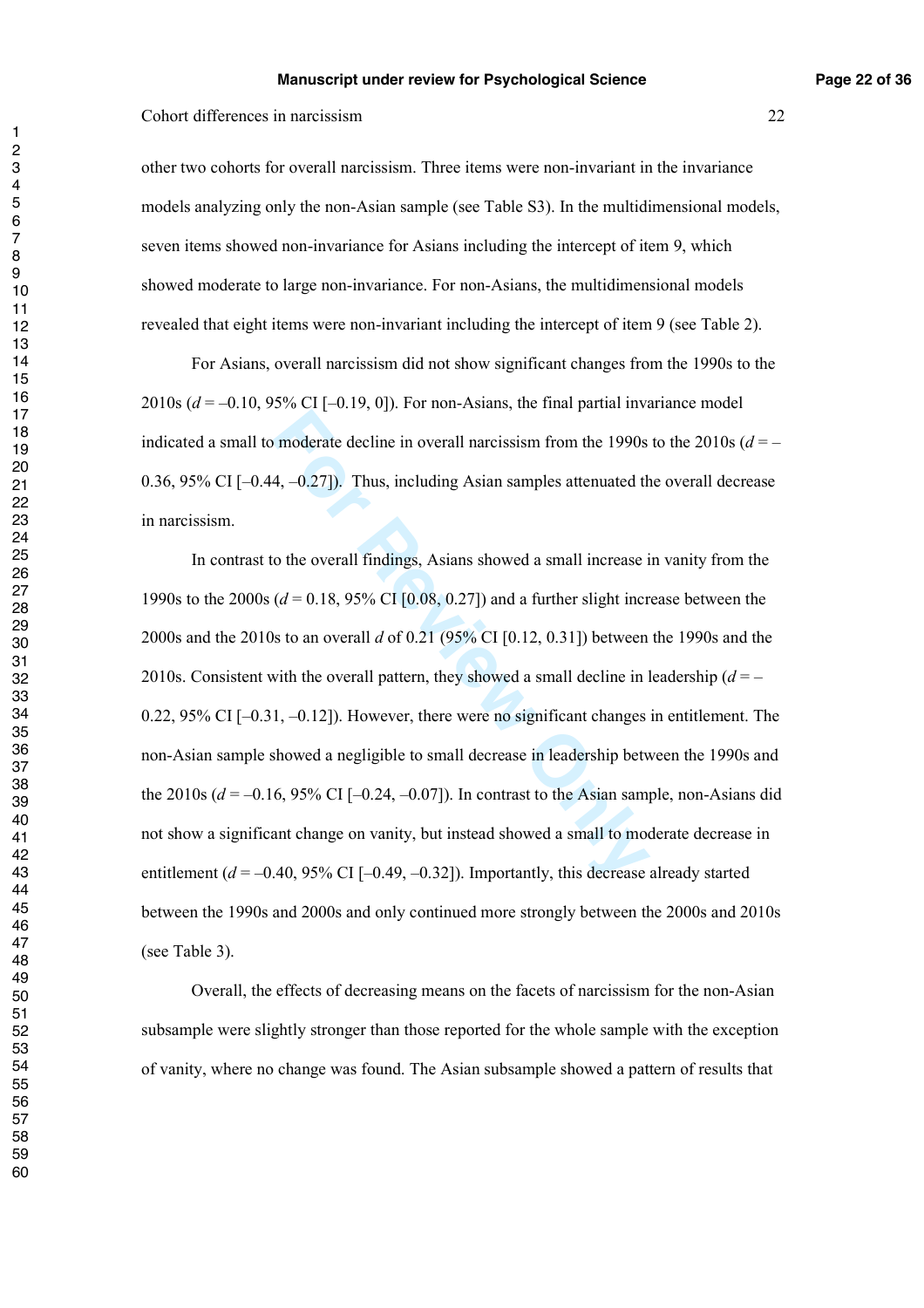other two cohorts for overall narcissism. Three items were non-invariant in the invariance models analyzing only the non-Asian sample (see Table S3). In the multidimensional models, seven items showed non-invariance for Asians including the intercept of item 9, which showed moderate to large non-invariance. For non-Asians, the multidimensional models revealed that eight items were non-invariant including the intercept of item 9 (see Table 2).

For Asians, overall narcissism did not show significant changes from the 1990s to the 2010s ($d$ = –0.10, 95% CI [–0.19, 0]). For non-Asians, the final partial invariance model indicated a small to moderate decline in overall narcissism from the 1990s to the 2010s ($d$ = –0.36, 95% CI [–0.44, –0.27]). Thus, including Asian samples attenuated the overall decrease in narcissism.

In contrast to the overall findings, Asians showed a small increase in vanity from the 1990s to the 2000s ($d$ = 0.18, 95% CI [0.08, 0.27]) and a further slight increase between the 2000s and the 2010s to an overall $d$ of 0.21 (95% CI [0.12, 0.31]) between the 1990s and the 2010s. Consistent with the overall pattern, they showed a small decline in leadership ($d$ = –0.22, 95% CI [–0.31, –0.12]). However, there were no significant changes in entitlement. The non-Asian sample showed a negligible to small decrease in leadership between the 1990s and the 2010s ($d$ = –0.16, 95% CI [–0.24, –0.07]). In contrast to the Asian sample, non-Asians did not show a significant change on vanity, but instead showed a small to moderate decrease in entitlement ($d$ = –0.40, 95% CI [–0.49, –0.32]). Importantly, this decrease already started between the 1990s and 2000s and only continued more strongly between the 2000s and 2010s (see Table 3).

Overall, the effects of decreasing means on the facets of narcissism for the non-Asian subsample were slightly stronger than those reported for the whole sample with the exception of vanity, where no change was found. The Asian subsample showed a pattern of results that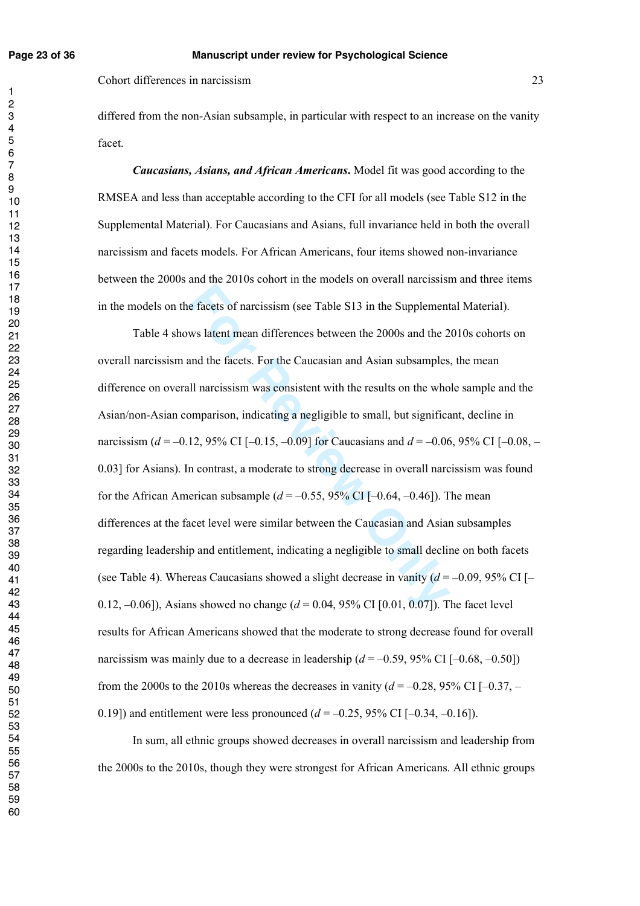differed from the non-Asian subsample, in particular with respect to an increase on the vanity facet.

***Caucasians, Asians, and African Americans.*** Model fit was good according to the RMSEA and less than acceptable according to the CFI for all models (see Table S12 in the Supplemental Material). For Caucasians and Asians, full invariance held in both the overall narcissism and facets models. For African Americans, four items showed non-invariance between the 2000s and the 2010s cohort in the models on overall narcissism and three items in the models on the facets of narcissism (see Table S13 in the Supplemental Material).

Table 4 shows latent mean differences between the 2000s and the 2010s cohorts on overall narcissism and the facets. For the Caucasian and Asian subsamples, the mean difference on overall narcissism was consistent with the results on the whole sample and the Asian/non-Asian comparison, indicating a negligible to small, but significant, decline in narcissism ($d$ = –0.12, 95% CI [–0.15, –0.09] for Caucasians and $d$ = –0.06, 95% CI [–0.08, –0.03] for Asians). In contrast, a moderate to strong decrease in overall narcissism was found for the African American subsample ($d$ = –0.55, 95% CI [–0.64, –0.46]). The mean differences at the facet level were similar between the Caucasian and Asian subsamples regarding leadership and entitlement, indicating a negligible to small decline on both facets (see Table 4). Whereas Caucasians showed a slight decrease in vanity ($d$ = –0.09, 95% CI [–0.12, –0.06]), Asians showed no change ($d$ = 0.04, 95% CI [0.01, 0.07]). The facet level results for African Americans showed that the moderate to strong decrease found for overall narcissism was mainly due to a decrease in leadership ($d$ = –0.59, 95% CI [–0.68, –0.50]) from the 2000s to the 2010s whereas the decreases in vanity ($d$ = –0.28, 95% CI [–0.37, –0.19]) and entitlement were less pronounced ($d$ = –0.25, 95% CI [–0.34, –0.16]).

In sum, all ethnic groups showed decreases in overall narcissism and leadership from the 2000s to the 2010s, though they were strongest for African Americans. All ethnic groups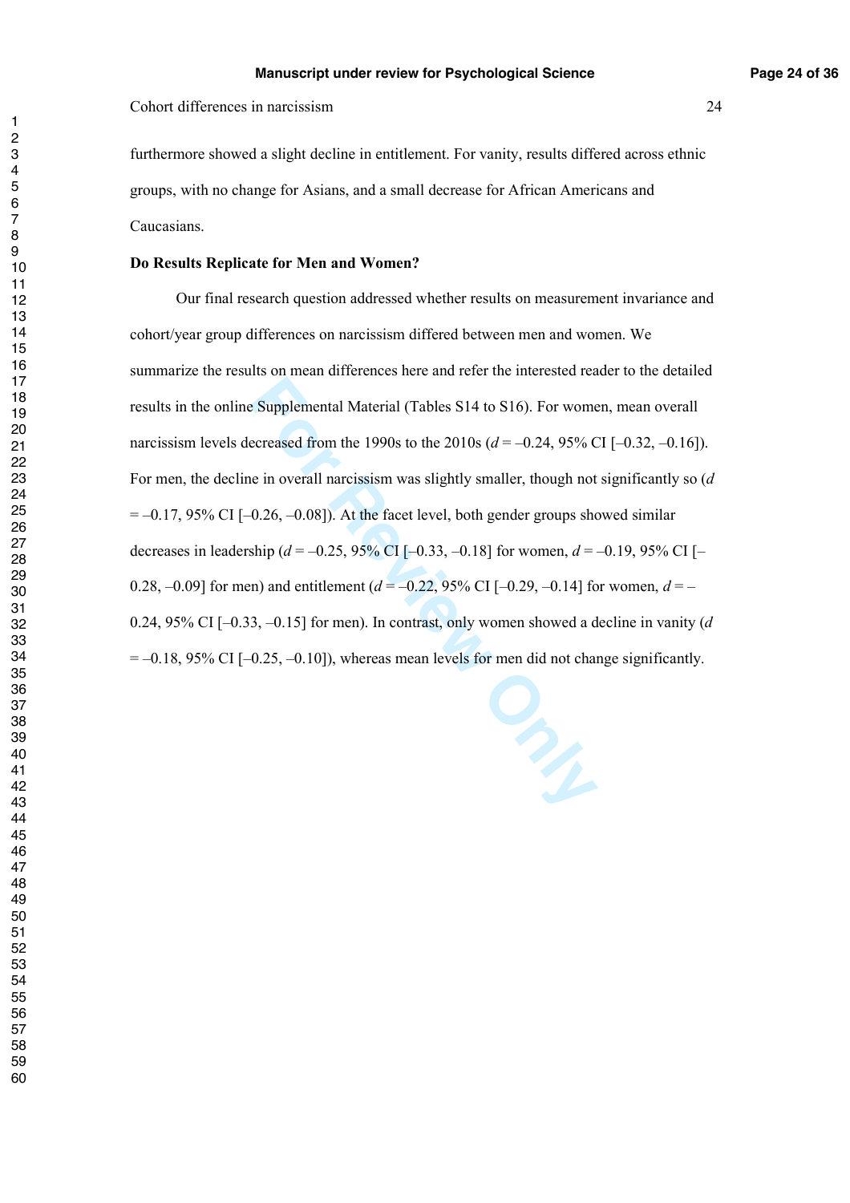furthermore showed a slight decline in entitlement. For vanity, results differed across ethnic groups, with no change for Asians, and a small decrease for African Americans and Caucasians.

**Do Results Replicate for Men and Women?**

Our final research question addressed whether results on measurement invariance and cohort/year group differences on narcissism differed between men and women. We summarize the results on mean differences here and refer the interested reader to the detailed results in the online Supplemental Material (Tables S14 to S16). For women, mean overall narcissism levels decreased from the 1990s to the 2010s ($d$ = –0.24, 95% CI [–0.32, –0.16]). For men, the decline in overall narcissism was slightly smaller, though not significantly so ($d$ = –0.17, 95% CI [–0.26, –0.08]). At the facet level, both gender groups showed similar decreases in leadership ($d$ = –0.25, 95% CI [–0.33, –0.18] for women, $d$ = –0.19, 95% CI [–0.28, –0.09] for men) and entitlement ($d$ = –0.22, 95% CI [–0.29, –0.14] for women, $d$ = –0.24, 95% CI [–0.33, –0.15] for men). In contrast, only women showed a decline in vanity ($d$ = –0.18, 95% CI [–0.25, –0.10]), whereas mean levels for men did not change significantly.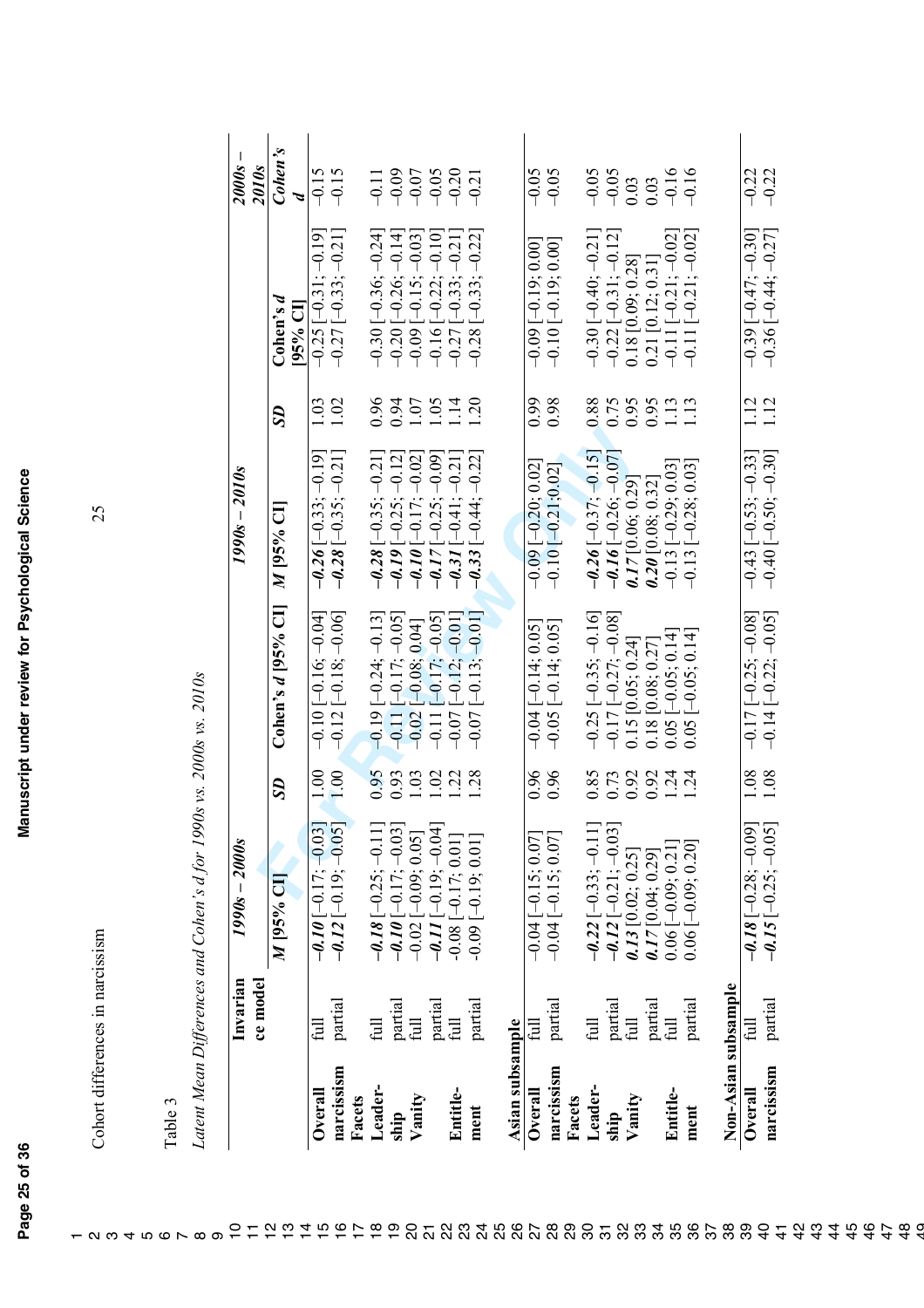Table 3

*Latent Mean Differences and Cohen's d for 1990s vs. 2000s vs. 2010s*

| | Invariance model | *1990s – 2000s* | | | *1990s – 2010s* | | | *2000s – 2010s* |
|---|---|---|---|---|---|---|---|---|
| | | *M* [95% CI] | *SD* | Cohen's *d* [95% CI] | *M* [95% CI] | *SD* | Cohen's *d* [95% CI] | Cohen's *d* |
| **Overall narcissism** | full | ***−0.10*** [−0.17; −0.03] | 1.00 | −0.10 [−0.16; −0.04] | ***−0.26*** [−0.33; −0.19] | 1.03 | −0.25 [−0.31; −0.19] | −0.15 |
| | partial | ***−0.12*** [−0.19; −0.05] | 1.00 | −0.12 [−0.18; −0.06] | ***−0.28*** [−0.35; −0.21] | 1.02 | −0.27 [−0.33; −0.21] | −0.15 |
| **Facets** | | | | | | | | |
| **Leadership** | full | ***−0.18*** [−0.25; −0.11] | 0.95 | −0.19 [−0.24; −0.13] | ***−0.28*** [−0.35; −0.21] | 0.96 | −0.30 [−0.36; −0.24] | −0.11 |
| | partial | ***−0.10*** [−0.17; −0.03] | 0.93 | −0.11 [−0.17; −0.05] | ***−0.19*** [−0.25; −0.12] | 0.94 | −0.20 [−0.26; −0.14] | −0.09 |
| **Vanity** | full | −0.02 [−0.09; 0.05] | 1.03 | −0.02 [−0.08; 0.04] | ***−0.10*** [−0.17; −0.02] | 1.07 | −0.09 [−0.15; −0.03] | −0.07 |
| | partial | ***−0.11*** [−0.19; −0.04] | 1.02 | −0.11 [−0.17; −0.05] | ***−0.17*** [−0.25; −0.09] | 1.05 | −0.16 [−0.22; −0.10] | −0.05 |
| **Entitlement** | full | -0.08 [−0.17; 0.01] | 1.22 | −0.07 [−0.12; −0.01] | ***−0.31*** [−0.41; −0.21] | 1.14 | −0.27 [−0.33; −0.21] | −0.20 |
| | partial | -0.09 [−0.19; 0.01] | 1.28 | −0.07 [−0.13; −0.01] | ***−0.33*** [−0.44; −0.22] | 1.20 | −0.28 [−0.33; −0.22] | −0.21 |
| **Asian subsample** | | | | | | | | |
| **Overall narcissism** | full | −0.04 [−0.15; 0.07] | 0.96 | −0.04 [−0.14; 0.05] | −0.09 [−0.20; 0.02] | 0.99 | −0.09 [−0.19; 0.00] | −0.05 |
| | partial | −0.04 [−0.15; 0.07] | 0.96 | −0.05 [−0.14; 0.05] | −0.10 [−0.21; 0.02] | 0.98 | −0.10 [−0.19; 0.00] | −0.05 |
| **Facets** | | | | | | | | |
| **Leadership** | full | ***−0.22*** [−0.33; −0.11] | 0.85 | −0.25 [−0.35; −0.16] | ***−0.26*** [−0.37; −0.15] | 0.88 | −0.30 [−0.40; −0.21] | −0.05 |
| | partial | ***−0.12*** [−0.21; −0.03] | 0.73 | −0.17 [−0.27; −0.08] | ***−0.16*** [−0.26; −0.07] | 0.75 | −0.22 [−0.31; −0.12] | −0.05 |
| **Vanity** | full | ***0.13*** [0.02; 0.25] | 0.92 | 0.15 [0.05; 0.24] | ***0.17*** [0.06; 0.29] | 0.95 | 0.18 [0.09; 0.28] | 0.03 |
| | partial | ***0.17*** [0.04; 0.29] | 0.92 | 0.18 [0.08; 0.27] | ***0.20*** [0.08; 0.32] | 0.95 | 0.21 [0.12; 0.31] | 0.03 |
| **Entitlement** | full | 0.06 [−0.09; 0.21] | 1.24 | 0.05 [−0.05; 0.14] | −0.13 [−0.29; 0.03] | 1.13 | −0.11 [−0.21; −0.02] | −0.16 |
| | partial | 0.06 [−0.09; 0.20] | 1.24 | 0.05 [−0.05; 0.14] | −0.13 [−0.28; 0.03] | 1.13 | −0.11 [−0.21; −0.02] | −0.16 |
| **Non-Asian subsample** | | | | | | | | |
| **Overall narcissism** | full | ***−0.18*** [−0.28; −0.09] | 1.08 | −0.17 [−0.25; −0.08] | −0.43 [−0.53; −0.33] | 1.12 | −0.39 [−0.47; −0.30] | −0.22 |
| | partial | ***−0.15*** [−0.25; −0.05] | 1.08 | −0.14 [−0.22; −0.05] | −0.40 [−0.50; −0.30] | 1.12 | −0.36 [−0.44; −0.27] | −0.22 |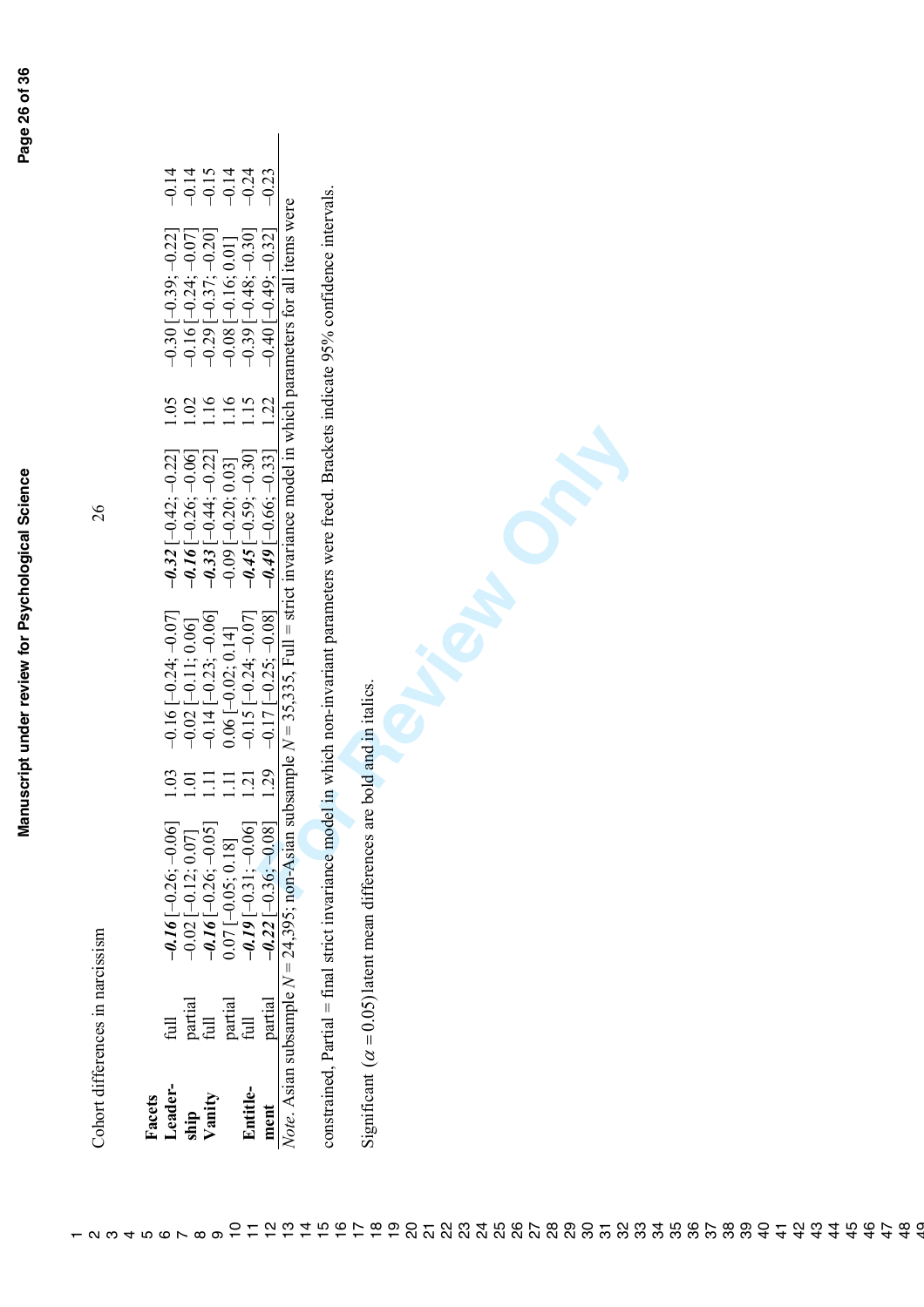| Facets | | | | | | | | |
|---|---|---|---|---|---|---|---|---|
| Leadership | full | ***−0.16*** [−0.26; −0.06] | 1.03 | −0.16 [−0.24; −0.07] | ***−0.32*** [−0.42; −0.22] | 1.05 | −0.30 [−0.39; −0.22] | −0.14 |
| | partial | −0.02 [−0.12; 0.07] | 1.01 | −0.02 [−0.11; 0.06] | ***−0.16*** [−0.26; −0.06] | 1.02 | −0.16 [−0.24; −0.07] | −0.14 |
| Vanity | full | ***−0.16*** [−0.26; −0.05] | 1.11 | −0.14 [−0.23; −0.06] | ***−0.33*** [−0.44; −0.22] | 1.16 | −0.29 [−0.37; −0.20] | −0.15 |
| | partial | 0.07 [−0.05; 0.18] | 1.11 | 0.06 [−0.02; 0.14] | −0.09 [−0.20; 0.03] | 1.16 | −0.08 [−0.16; 0.01] | −0.14 |
| Entitlement | full | ***−0.19*** [−0.31; −0.06] | 1.21 | −0.15 [−0.24; −0.07] | ***−0.45*** [−0.59; −0.30] | 1.15 | −0.39 [−0.48; −0.30] | −0.24 |
| | partial | ***−0.22*** [−0.36; −0.08] | 1.29 | −0.17 [−0.25; −0.08] | ***−0.49*** [−0.66; −0.33] | 1.22 | −0.40 [−0.49; −0.32] | −0.23 |

*Note*. Asian subsample $N = 24{,}395$; non-Asian subsample $N = 35{,}335$, Full = strict invariance model in which parameters for all items were constrained, Partial = final strict invariance model in which non-invariant parameters were freed. Brackets indicate 95% confidence intervals.

Significant ($\alpha = 0.05$) latent mean differences are bold and in italics.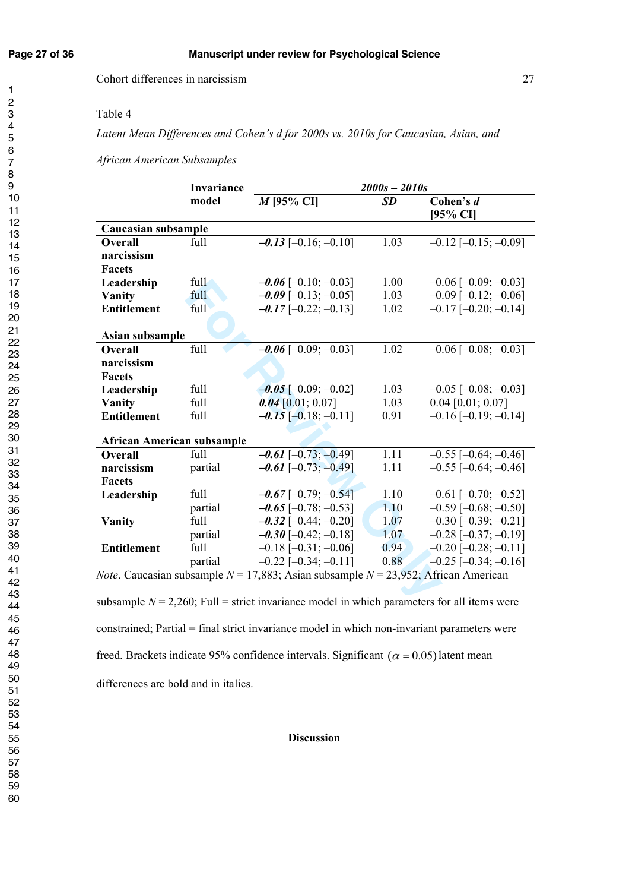Table 4

*Latent Mean Differences and Cohen's d for 2000s vs. 2010s for Caucasian, Asian, and African American Subsamples*

| | Invariance model | *2000s – 2010s* | | |
|---|---|---|---|---|
| | | *M* [95% CI] | *SD* | Cohen's *d* [95% CI] |
| **Caucasian subsample** | | | | |
| **Overall narcissism** | full | ***–0.13*** [–0.16; –0.10] | 1.03 | –0.12 [–0.15; –0.09] |
| **Facets** | | | | |
| **Leadership** | full | ***–0.06*** [–0.10; –0.03] | 1.00 | –0.06 [–0.09; –0.03] |
| **Vanity** | full | ***–0.09*** [–0.13; –0.05] | 1.03 | –0.09 [–0.12; –0.06] |
| **Entitlement** | full | ***–0.17*** [–0.22; –0.13] | 1.02 | –0.17 [–0.20; –0.14] |
| **Asian subsample** | | | | |
| **Overall narcissism** | full | ***–0.06*** [–0.09; –0.03] | 1.02 | –0.06 [–0.08; –0.03] |
| **Facets** | | | | |
| **Leadership** | full | ***–0.05*** [–0.09; –0.02] | 1.03 | –0.05 [–0.08; –0.03] |
| **Vanity** | full | ***0.04*** [0.01; 0.07] | 1.03 | 0.04 [0.01; 0.07] |
| **Entitlement** | full | ***–0.15*** [–0.18; –0.11] | 0.91 | –0.16 [–0.19; –0.14] |
| **African American subsample** | | | | |
| **Overall narcissism** | full | ***–0.61*** [–0.73; –0.49] | 1.11 | –0.55 [–0.64; –0.46] |
| | partial | ***–0.61*** [–0.73; –0.49] | 1.11 | –0.55 [–0.64; –0.46] |
| **Facets** | | | | |
| **Leadership** | full | ***–0.67*** [–0.79; –0.54] | 1.10 | –0.61 [–0.70; –0.52] |
| | partial | ***–0.65*** [–0.78; –0.53] | 1.10 | –0.59 [–0.68; –0.50] |
| **Vanity** | full | ***–0.32*** [–0.44; –0.20] | 1.07 | –0.30 [–0.39; –0.21] |
| | partial | ***–0.30*** [–0.42; –0.18] | 1.07 | –0.28 [–0.37; –0.19] |
| **Entitlement** | full | –0.18 [–0.31; –0.06] | 0.94 | –0.20 [–0.28; –0.11] |
| | partial | –0.22 [–0.34; –0.11] | 0.88 | –0.25 [–0.34; –0.16] |

*Note*. Caucasian subsample $N = 17{,}883$; Asian subsample $N = 23{,}952$; African American subsample $N = 2{,}260$; Full = strict invariance model in which parameters for all items were constrained; Partial = final strict invariance model in which non-invariant parameters were freed. Brackets indicate 95% confidence intervals. Significant $(\alpha = 0.05)$ latent mean differences are bold and in italics.

## Discussion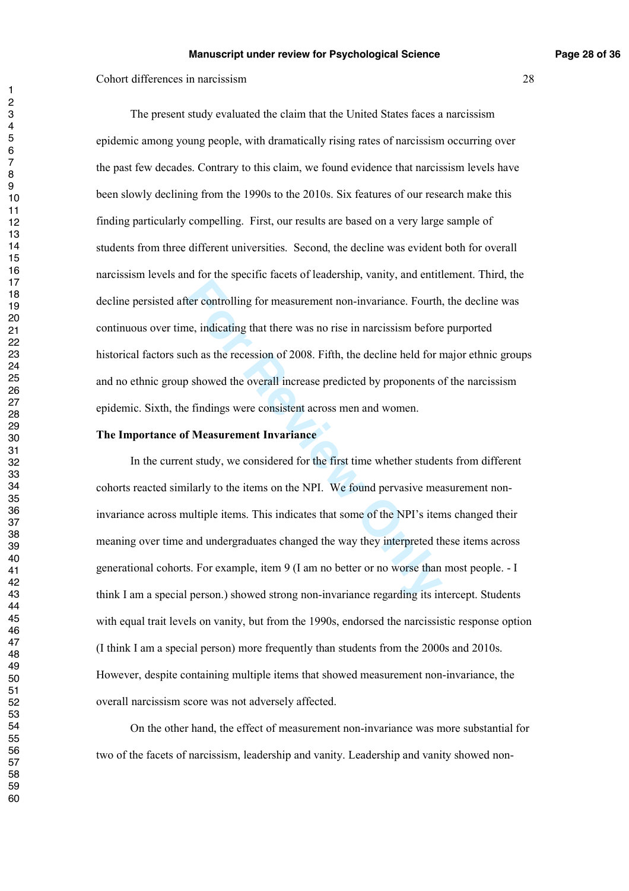The present study evaluated the claim that the United States faces a narcissism epidemic among young people, with dramatically rising rates of narcissism occurring over the past few decades. Contrary to this claim, we found evidence that narcissism levels have been slowly declining from the 1990s to the 2010s. Six features of our research make this finding particularly compelling. First, our results are based on a very large sample of students from three different universities. Second, the decline was evident both for overall narcissism levels and for the specific facets of leadership, vanity, and entitlement. Third, the decline persisted after controlling for measurement non-invariance. Fourth, the decline was continuous over time, indicating that there was no rise in narcissism before purported historical factors such as the recession of 2008. Fifth, the decline held for major ethnic groups and no ethnic group showed the overall increase predicted by proponents of the narcissism epidemic. Sixth, the findings were consistent across men and women.

**The Importance of Measurement Invariance**

In the current study, we considered for the first time whether students from different cohorts reacted similarly to the items on the NPI. We found pervasive measurement non-invariance across multiple items. This indicates that some of the NPI's items changed their meaning over time and undergraduates changed the way they interpreted these items across generational cohorts. For example, item 9 (I am no better or no worse than most people. - I think I am a special person.) showed strong non-invariance regarding its intercept. Students with equal trait levels on vanity, but from the 1990s, endorsed the narcissistic response option (I think I am a special person) more frequently than students from the 2000s and 2010s. However, despite containing multiple items that showed measurement non-invariance, the overall narcissism score was not adversely affected.

On the other hand, the effect of measurement non-invariance was more substantial for two of the facets of narcissism, leadership and vanity. Leadership and vanity showed non-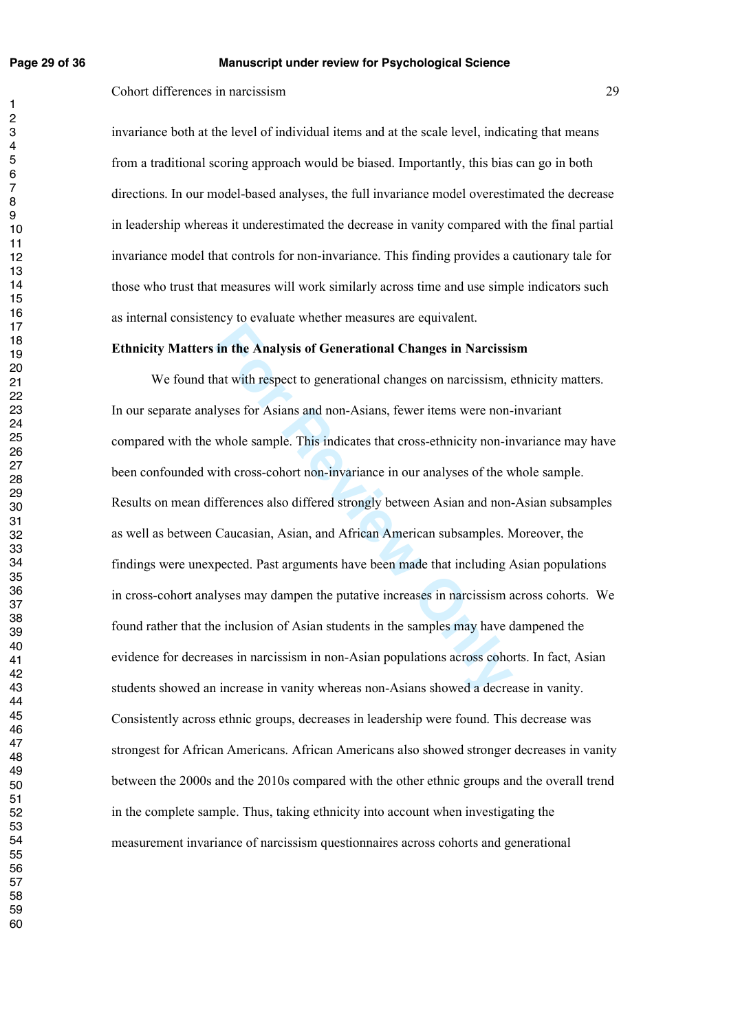invariance both at the level of individual items and at the scale level, indicating that means from a traditional scoring approach would be biased. Importantly, this bias can go in both directions. In our model-based analyses, the full invariance model overestimated the decrease in leadership whereas it underestimated the decrease in vanity compared with the final partial invariance model that controls for non-invariance. This finding provides a cautionary tale for those who trust that measures will work similarly across time and use simple indicators such as internal consistency to evaluate whether measures are equivalent.

**Ethnicity Matters in the Analysis of Generational Changes in Narcissism**

We found that with respect to generational changes on narcissism, ethnicity matters. In our separate analyses for Asians and non-Asians, fewer items were non-invariant compared with the whole sample. This indicates that cross-ethnicity non-invariance may have been confounded with cross-cohort non-invariance in our analyses of the whole sample. Results on mean differences also differed strongly between Asian and non-Asian subsamples as well as between Caucasian, Asian, and African American subsamples. Moreover, the findings were unexpected. Past arguments have been made that including Asian populations in cross-cohort analyses may dampen the putative increases in narcissism across cohorts. We found rather that the inclusion of Asian students in the samples may have dampened the evidence for decreases in narcissism in non-Asian populations across cohorts. In fact, Asian students showed an increase in vanity whereas non-Asians showed a decrease in vanity. Consistently across ethnic groups, decreases in leadership were found. This decrease was strongest for African Americans. African Americans also showed stronger decreases in vanity between the 2000s and the 2010s compared with the other ethnic groups and the overall trend in the complete sample. Thus, taking ethnicity into account when investigating the measurement invariance of narcissism questionnaires across cohorts and generational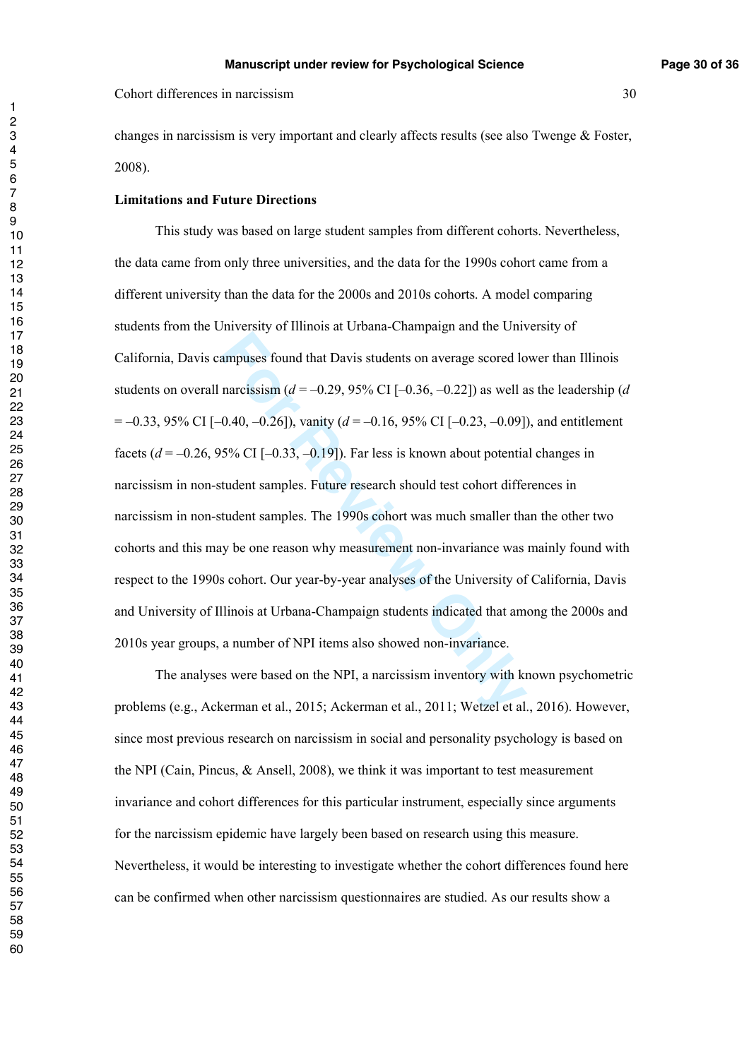changes in narcissism is very important and clearly affects results (see also Twenge & Foster, 2008).

**Limitations and Future Directions**

This study was based on large student samples from different cohorts. Nevertheless, the data came from only three universities, and the data for the 1990s cohort came from a different university than the data for the 2000s and 2010s cohorts. A model comparing students from the University of Illinois at Urbana-Champaign and the University of California, Davis campuses found that Davis students on average scored lower than Illinois students on overall narcissism ($d$ = –0.29, 95% CI [–0.36, –0.22]) as well as the leadership ($d$ = –0.33, 95% CI [–0.40, –0.26]), vanity ($d$ = –0.16, 95% CI [–0.23, –0.09]), and entitlement facets ($d$ = –0.26, 95% CI [–0.33, –0.19]). Far less is known about potential changes in narcissism in non-student samples. Future research should test cohort differences in narcissism in non-student samples. The 1990s cohort was much smaller than the other two cohorts and this may be one reason why measurement non-invariance was mainly found with respect to the 1990s cohort. Our year-by-year analyses of the University of California, Davis and University of Illinois at Urbana-Champaign students indicated that among the 2000s and 2010s year groups, a number of NPI items also showed non-invariance.

The analyses were based on the NPI, a narcissism inventory with known psychometric problems (e.g., Ackerman et al., 2015; Ackerman et al., 2011; Wetzel et al., 2016). However, since most previous research on narcissism in social and personality psychology is based on the NPI (Cain, Pincus, & Ansell, 2008), we think it was important to test measurement invariance and cohort differences for this particular instrument, especially since arguments for the narcissism epidemic have largely been based on research using this measure. Nevertheless, it would be interesting to investigate whether the cohort differences found here can be confirmed when other narcissism questionnaires are studied. As our results show a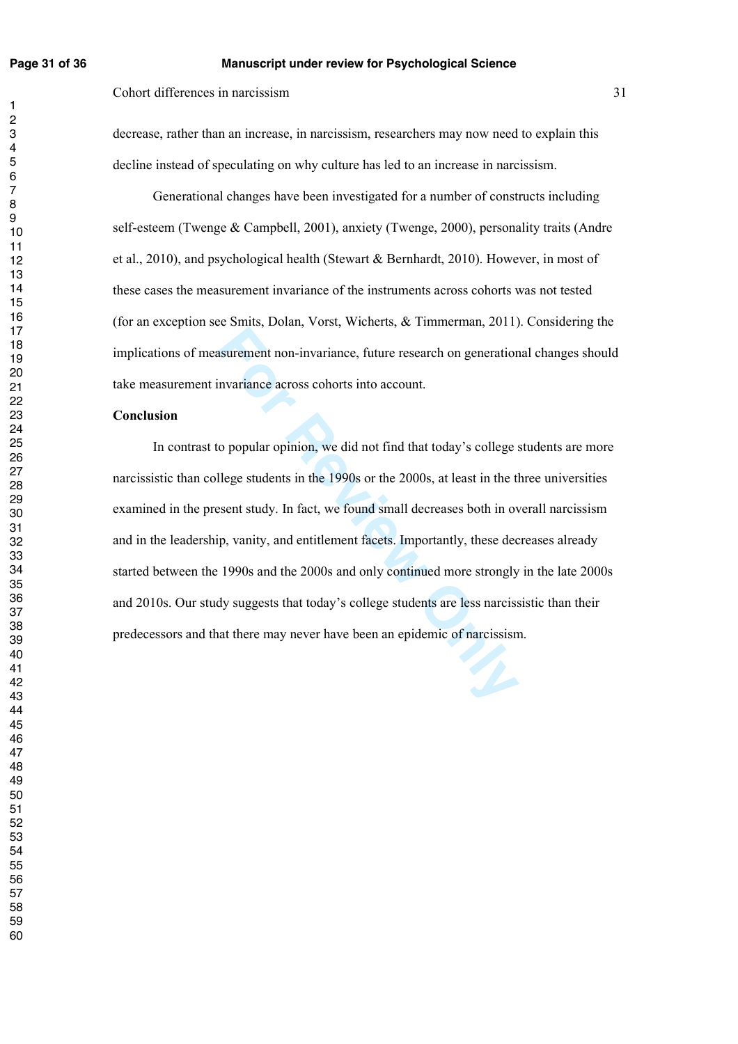decrease, rather than an increase, in narcissism, researchers may now need to explain this decline instead of speculating on why culture has led to an increase in narcissism.

Generational changes have been investigated for a number of constructs including self-esteem (Twenge & Campbell, 2001), anxiety (Twenge, 2000), personality traits (Andre et al., 2010), and psychological health (Stewart & Bernhardt, 2010). However, in most of these cases the measurement invariance of the instruments across cohorts was not tested (for an exception see Smits, Dolan, Vorst, Wicherts, & Timmerman, 2011). Considering the implications of measurement non-invariance, future research on generational changes should take measurement invariance across cohorts into account.

**Conclusion**

In contrast to popular opinion, we did not find that today's college students are more narcissistic than college students in the 1990s or the 2000s, at least in the three universities examined in the present study. In fact, we found small decreases both in overall narcissism and in the leadership, vanity, and entitlement facets. Importantly, these decreases already started between the 1990s and the 2000s and only continued more strongly in the late 2000s and 2010s. Our study suggests that today's college students are less narcissistic than their predecessors and that there may never have been an epidemic of narcissism.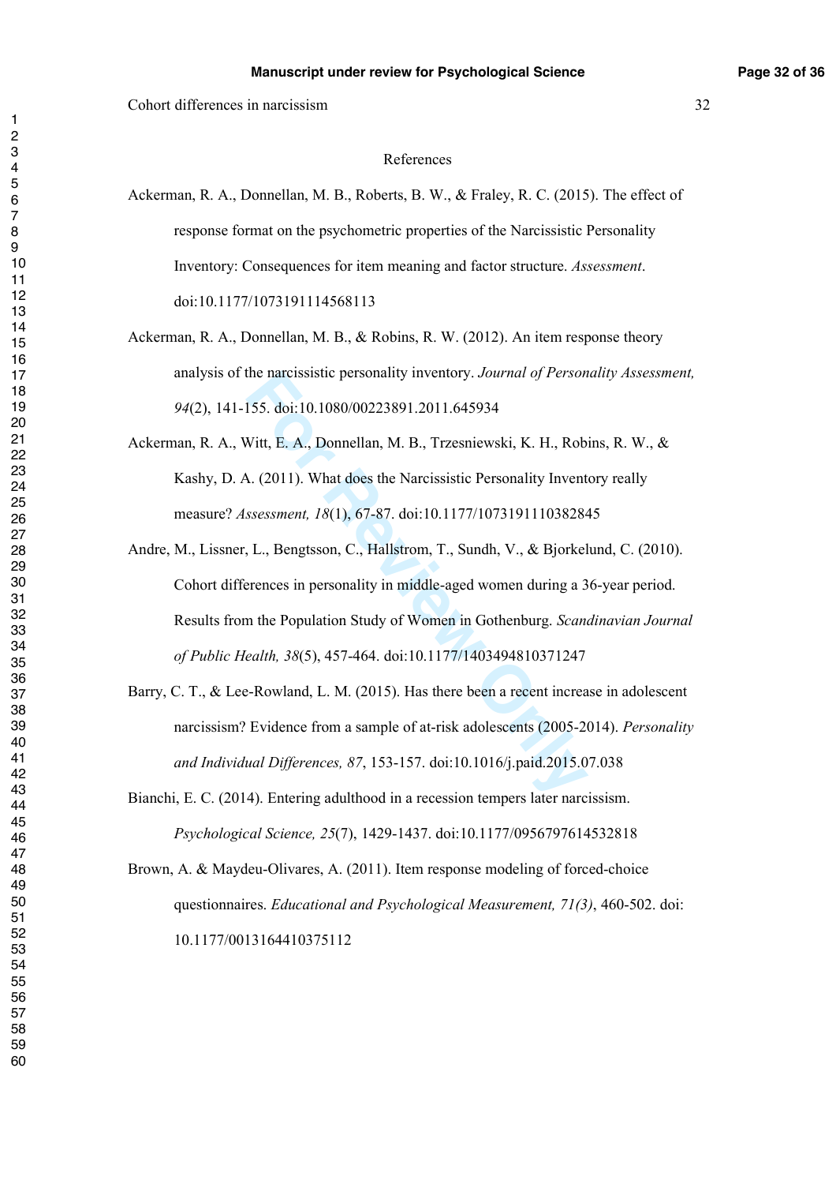# References

Ackerman, R. A., Donnellan, M. B., Roberts, B. W., & Fraley, R. C. (2015). The effect of response format on the psychometric properties of the Narcissistic Personality Inventory: Consequences for item meaning and factor structure. *Assessment*. doi:10.1177/1073191114568113

Ackerman, R. A., Donnellan, M. B., & Robins, R. W. (2012). An item response theory analysis of the narcissistic personality inventory. *Journal of Personality Assessment, 94*(2), 141-155. doi:10.1080/00223891.2011.645934

Ackerman, R. A., Witt, E. A., Donnellan, M. B., Trzesniewski, K. H., Robins, R. W., & Kashy, D. A. (2011). What does the Narcissistic Personality Inventory really measure? *Assessment, 18*(1), 67-87. doi:10.1177/1073191110382845

Andre, M., Lissner, L., Bengtsson, C., Hallstrom, T., Sundh, V., & Bjorkelund, C. (2010). Cohort differences in personality in middle-aged women during a 36-year period. Results from the Population Study of Women in Gothenburg. *Scandinavian Journal of Public Health, 38*(5), 457-464. doi:10.1177/1403494810371247

Barry, C. T., & Lee-Rowland, L. M. (2015). Has there been a recent increase in adolescent narcissism? Evidence from a sample of at-risk adolescents (2005-2014). *Personality and Individual Differences, 87*, 153-157. doi:10.1016/j.paid.2015.07.038

Bianchi, E. C. (2014). Entering adulthood in a recession tempers later narcissism. *Psychological Science, 25*(7), 1429-1437. doi:10.1177/0956797614532818

Brown, A. & Maydeu-Olivares, A. (2011). Item response modeling of forced-choice questionnaires. *Educational and Psychological Measurement, 71(3)*, 460-502. doi: 10.1177/0013164410375112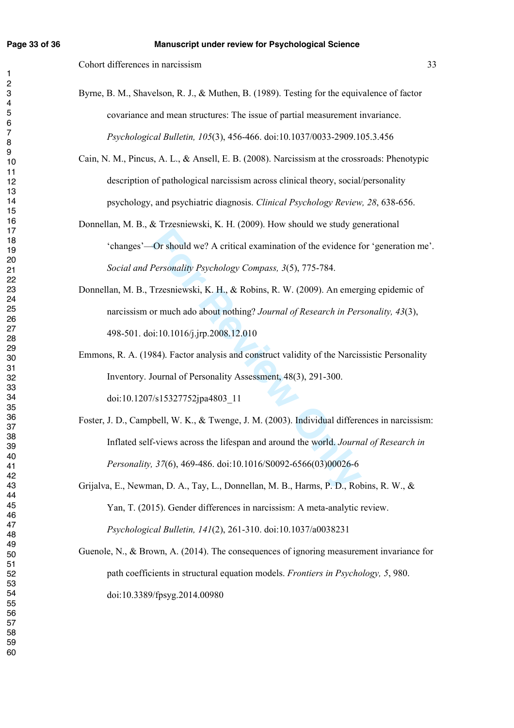Byrne, B. M., Shavelson, R. J., & Muthen, B. (1989). Testing for the equivalence of factor covariance and mean structures: The issue of partial measurement invariance. *Psychological Bulletin, 105*(3), 456-466. doi:10.1037/0033-2909.105.3.456

Cain, N. M., Pincus, A. L., & Ansell, E. B. (2008). Narcissism at the crossroads: Phenotypic description of pathological narcissism across clinical theory, social/personality psychology, and psychiatric diagnosis. *Clinical Psychology Review, 28*, 638-656.

Donnellan, M. B., & Trzesniewski, K. H. (2009). How should we study generational 'changes'—Or should we? A critical examination of the evidence for 'generation me'. *Social and Personality Psychology Compass, 3*(5), 775-784.

Donnellan, M. B., Trzesniewski, K. H., & Robins, R. W. (2009). An emerging epidemic of narcissism or much ado about nothing? *Journal of Research in Personality, 43*(3), 498-501. doi:10.1016/j.jrp.2008.12.010

Emmons, R. A. (1984). Factor analysis and construct validity of the Narcissistic Personality Inventory. Journal of Personality Assessment, 48(3), 291-300. doi:10.1207/s15327752jpa4803_11

Foster, J. D., Campbell, W. K., & Twenge, J. M. (2003). Individual differences in narcissism: Inflated self-views across the lifespan and around the world. *Journal of Research in Personality, 37*(6), 469-486. doi:10.1016/S0092-6566(03)00026-6

Grijalva, E., Newman, D. A., Tay, L., Donnellan, M. B., Harms, P. D., Robins, R. W., & Yan, T. (2015). Gender differences in narcissism: A meta-analytic review. *Psychological Bulletin, 141*(2), 261-310. doi:10.1037/a0038231

Guenole, N., & Brown, A. (2014). The consequences of ignoring measurement invariance for path coefficients in structural equation models. *Frontiers in Psychology, 5*, 980. doi:10.3389/fpsyg.2014.00980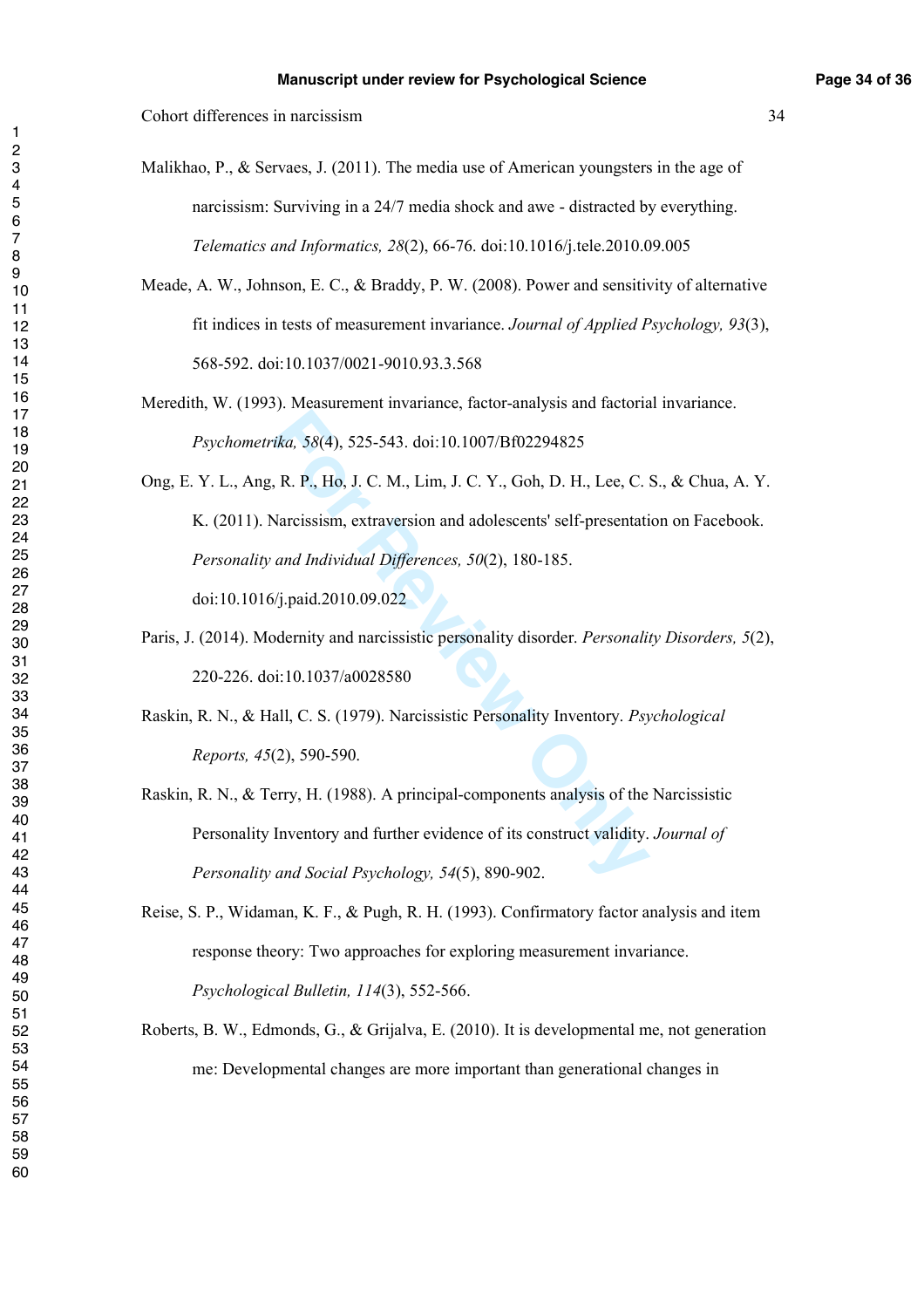Malikhao, P., & Servaes, J. (2011). The media use of American youngsters in the age of narcissism: Surviving in a 24/7 media shock and awe - distracted by everything. *Telematics and Informatics, 28*(2), 66-76. doi:10.1016/j.tele.2010.09.005

Meade, A. W., Johnson, E. C., & Braddy, P. W. (2008). Power and sensitivity of alternative fit indices in tests of measurement invariance. *Journal of Applied Psychology, 93*(3), 568-592. doi:10.1037/0021-9010.93.3.568

Meredith, W. (1993). Measurement invariance, factor-analysis and factorial invariance. *Psychometrika, 58*(4), 525-543. doi:10.1007/Bf02294825

Ong, E. Y. L., Ang, R. P., Ho, J. C. M., Lim, J. C. Y., Goh, D. H., Lee, C. S., & Chua, A. Y. K. (2011). Narcissism, extraversion and adolescents' self-presentation on Facebook. *Personality and Individual Differences, 50*(2), 180-185. doi:10.1016/j.paid.2010.09.022

Paris, J. (2014). Modernity and narcissistic personality disorder. *Personality Disorders, 5*(2), 220-226. doi:10.1037/a0028580

Raskin, R. N., & Hall, C. S. (1979). Narcissistic Personality Inventory. *Psychological Reports, 45*(2), 590-590.

Raskin, R. N., & Terry, H. (1988). A principal-components analysis of the Narcissistic Personality Inventory and further evidence of its construct validity. *Journal of Personality and Social Psychology, 54*(5), 890-902.

Reise, S. P., Widaman, K. F., & Pugh, R. H. (1993). Confirmatory factor analysis and item response theory: Two approaches for exploring measurement invariance. *Psychological Bulletin, 114*(3), 552-566.

Roberts, B. W., Edmonds, G., & Grijalva, E. (2010). It is developmental me, not generation me: Developmental changes are more important than generational changes in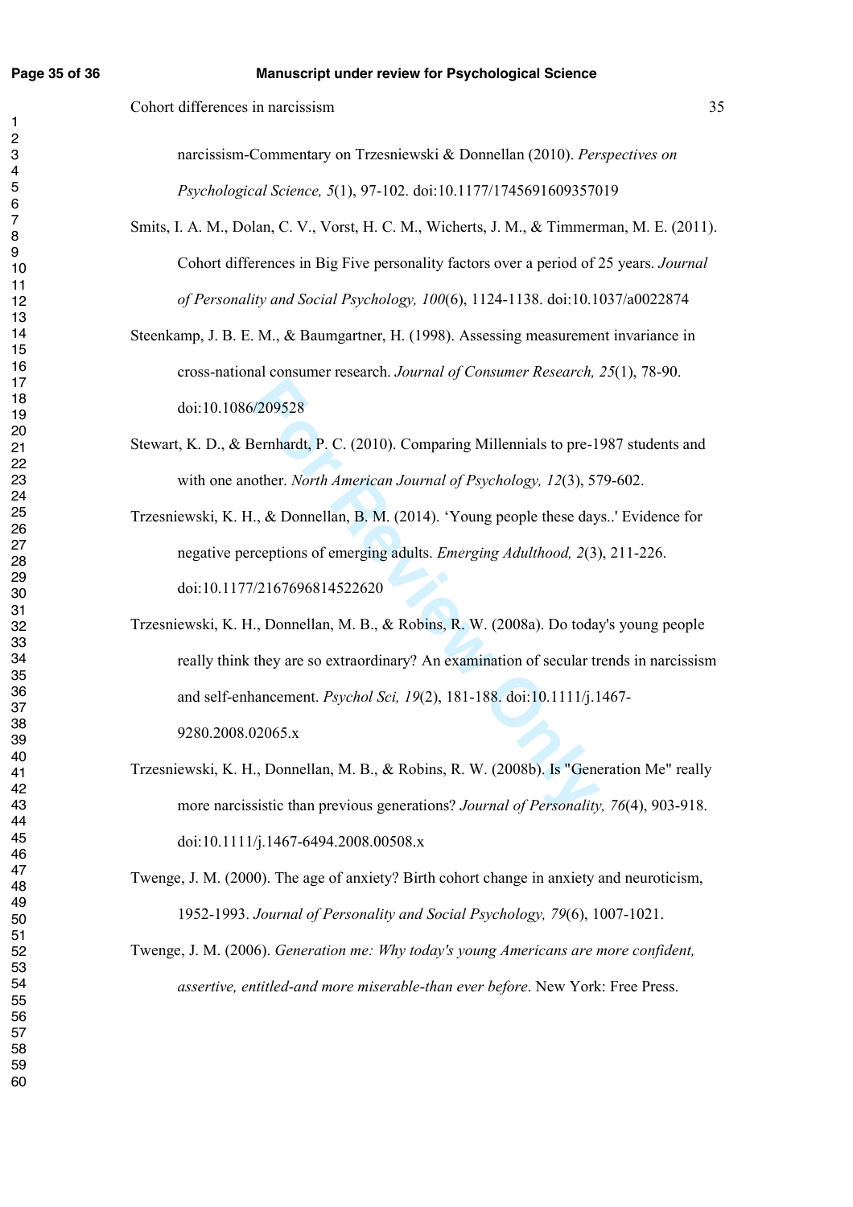narcissism-Commentary on Trzesniewski & Donnellan (2010). *Perspectives on Psychological Science, 5*(1), 97-102. doi:10.1177/1745691609357019

Smits, I. A. M., Dolan, C. V., Vorst, H. C. M., Wicherts, J. M., & Timmerman, M. E. (2011). Cohort differences in Big Five personality factors over a period of 25 years. *Journal of Personality and Social Psychology, 100*(6), 1124-1138. doi:10.1037/a0022874

Steenkamp, J. B. E. M., & Baumgartner, H. (1998). Assessing measurement invariance in cross-national consumer research. *Journal of Consumer Research, 25*(1), 78-90. doi:10.1086/209528

Stewart, K. D., & Bernhardt, P. C. (2010). Comparing Millennials to pre-1987 students and with one another. *North American Journal of Psychology, 12*(3), 579-602.

Trzesniewski, K. H., & Donnellan, B. M. (2014). 'Young people these days..' Evidence for negative perceptions of emerging adults. *Emerging Adulthood, 2*(3), 211-226. doi:10.1177/2167696814522620

Trzesniewski, K. H., Donnellan, M. B., & Robins, R. W. (2008a). Do today's young people really think they are so extraordinary? An examination of secular trends in narcissism and self-enhancement. *Psychol Sci, 19*(2), 181-188. doi:10.1111/j.1467-9280.2008.02065.x

Trzesniewski, K. H., Donnellan, M. B., & Robins, R. W. (2008b). Is "Generation Me" really more narcissistic than previous generations? *Journal of Personality, 76*(4), 903-918. doi:10.1111/j.1467-6494.2008.00508.x

Twenge, J. M. (2000). The age of anxiety? Birth cohort change in anxiety and neuroticism, 1952-1993. *Journal of Personality and Social Psychology, 79*(6), 1007-1021.

Twenge, J. M. (2006). *Generation me: Why today's young Americans are more confident, assertive, entitled-and more miserable-than ever before*. New York: Free Press.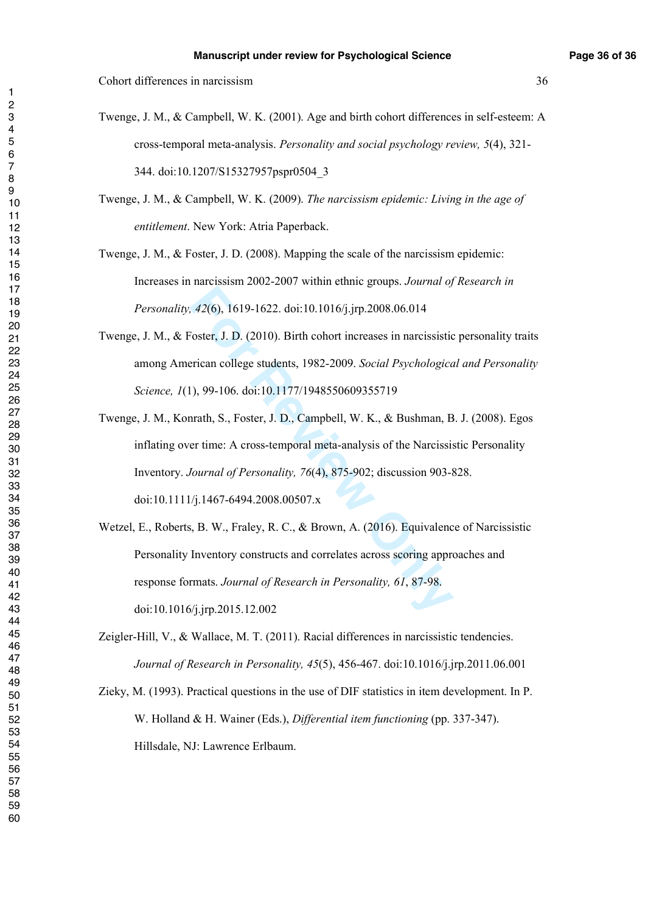Twenge, J. M., & Campbell, W. K. (2001). Age and birth cohort differences in self-esteem: A cross-temporal meta-analysis. *Personality and social psychology review, 5*(4), 321-344. doi:10.1207/S15327957pspr0504_3

Twenge, J. M., & Campbell, W. K. (2009). *The narcissism epidemic: Living in the age of entitlement*. New York: Atria Paperback.

Twenge, J. M., & Foster, J. D. (2008). Mapping the scale of the narcissism epidemic: Increases in narcissism 2002-2007 within ethnic groups. *Journal of Research in Personality, 42*(6), 1619-1622. doi:10.1016/j.jrp.2008.06.014

Twenge, J. M., & Foster, J. D. (2010). Birth cohort increases in narcissistic personality traits among American college students, 1982-2009. *Social Psychological and Personality Science, 1*(1), 99-106. doi:10.1177/1948550609355719

Twenge, J. M., Konrath, S., Foster, J. D., Campbell, W. K., & Bushman, B. J. (2008). Egos inflating over time: A cross-temporal meta-analysis of the Narcissistic Personality Inventory. *Journal of Personality, 76*(4), 875-902; discussion 903-828. doi:10.1111/j.1467-6494.2008.00507.x

Wetzel, E., Roberts, B. W., Fraley, R. C., & Brown, A. (2016). Equivalence of Narcissistic Personality Inventory constructs and correlates across scoring approaches and response formats. *Journal of Research in Personality, 61*, 87-98. doi:10.1016/j.jrp.2015.12.002

Zeigler-Hill, V., & Wallace, M. T. (2011). Racial differences in narcissistic tendencies. *Journal of Research in Personality, 45*(5), 456-467. doi:10.1016/j.jrp.2011.06.001

Zieky, M. (1993). Practical questions in the use of DIF statistics in item development. In P. W. Holland & H. Wainer (Eds.), *Differential item functioning* (pp. 337-347). Hillsdale, NJ: Lawrence Erlbaum.